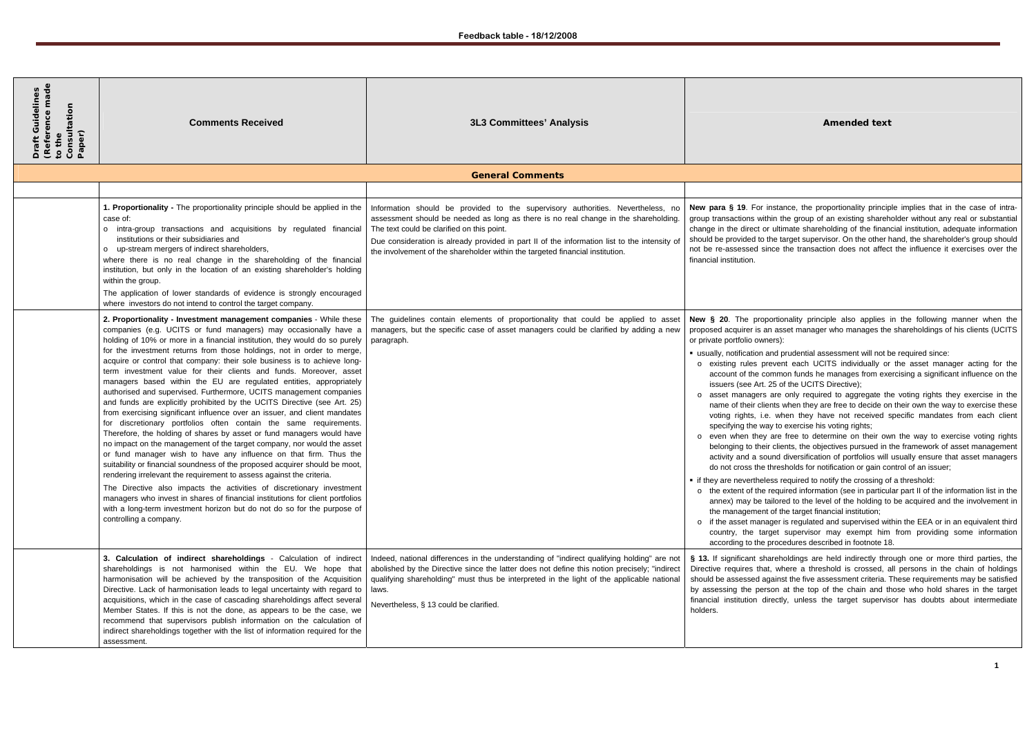**Feedback table - 18/12/2008**

| Draft Guidelines (Reference made to the Consultation Paper) | Comments Received | 3L3 Committees' Analysis | Amended text |
|---|---|---|---|
| **General Comments** | | | |
| | | | |
| | **1. Proportionality -** The proportionality principle should be applied in the case of:<br>o intra-group transactions and acquisitions by regulated financial institutions or their subsidiaries and<br>o up-stream mergers of indirect shareholders,<br>where there is no real change in the shareholding of the financial institution, but only in the location of an existing shareholder's holding within the group.<br>The application of lower standards of evidence is strongly encouraged where investors do not intend to control the target company. | Information should be provided to the supervisory authorities. Nevertheless, no assessment should be needed as long as there is no real change in the shareholding. The text could be clarified on this point.<br>Due consideration is already provided in part II of the information list to the intensity of the involvement of the shareholder within the targeted financial institution. | **New para § 19**. For instance, the proportionality principle implies that in the case of intra-group transactions within the group of an existing shareholder without any real or substantial change in the direct or ultimate shareholding of the financial institution, adequate information should be provided to the target supervisor. On the other hand, the shareholder's group should not be re-assessed since the transaction does not affect the influence it exercises over the financial institution. |
| | **2. Proportionality - Investment management companies** - While these companies (e.g. UCITS or fund managers) may occasionally have a holding of 10% or more in a financial institution, they would do so purely for the investment returns from those holdings, not in order to merge, acquire or control that company: their sole business is to achieve long-term investment value for their clients and funds. Moreover, asset managers based within the EU are regulated entities, appropriately authorised and supervised. Furthermore, UCITS management companies and funds are explicitly prohibited by the UCITS Directive (see Art. 25) from exercising significant influence over an issuer, and client mandates for discretionary portfolios often contain the same requirements. Therefore, the holding of shares by asset or fund managers would have no impact on the management of the target company, nor would the asset or fund manager wish to have any influence on that firm. Thus the suitability or financial soundness of the proposed acquirer should be moot, rendering irrelevant the requirement to assess against the criteria.<br>The Directive also impacts the activities of discretionary investment managers who invest in shares of financial institutions for client portfolios with a long-term investment horizon but do not do so for the purpose of controlling a company. | The guidelines contain elements of proportionality that could be applied to asset managers, but the specific case of asset managers could be clarified by adding a new paragraph. | **New § 20**. The proportionality principle also applies in the following manner when the proposed acquirer is an asset manager who manages the shareholdings of his clients (UCITS or private portfolio owners):<br>▪ usually, notification and prudential assessment will not be required since:<br>o existing rules prevent each UCITS individually or the asset manager acting for the account of the common funds he manages from exercising a significant influence on the issuers (see Art. 25 of the UCITS Directive);<br>o asset managers are only required to aggregate the voting rights they exercise in the name of their clients when they are free to decide on their own the way to exercise these voting rights, i.e. when they have not received specific mandates from each client specifying the way to exercise his voting rights;<br>o even when they are free to determine on their own the way to exercise voting rights belonging to their clients, the objectives pursued in the framework of asset management activity and a sound diversification of portfolios will usually ensure that asset managers do not cross the thresholds for notification or gain control of an issuer;<br>▪ if they are nevertheless required to notify the crossing of a threshold:<br>o the extent of the required information (see in particular part II of the information list in the annex) may be tailored to the level of the holding to be acquired and the involvement in the management of the target financial institution;<br>o if the asset manager is regulated and supervised within the EEA or in an equivalent third country, the target supervisor may exempt him from providing some information according to the procedures described in footnote 18. |
| | **3. Calculation of indirect shareholdings** - Calculation of indirect shareholdings is not harmonised within the EU. We hope that harmonisation will be achieved by the transposition of the Acquisition Directive. Lack of harmonisation leads to legal uncertainty with regard to acquisitions, which in the case of cascading shareholdings affect several Member States. If this is not the done, as appears to be the case, we recommend that supervisors publish information on the calculation of indirect shareholdings together with the list of information required for the assessment. | Indeed, national differences in the understanding of "indirect qualifying holding" are not abolished by the Directive since the latter does not define this notion precisely; "indirect qualifying shareholding" must thus be interpreted in the light of the applicable national laws.<br>Nevertheless, § 13 could be clarified. | **§ 13.** If significant shareholdings are held indirectly through one or more third parties, the Directive requires that, where a threshold is crossed, all persons in the chain of holdings should be assessed against the five assessment criteria. These requirements may be satisfied by assessing the person at the top of the chain and those who hold shares in the target financial institution directly, unless the target supervisor has doubts about intermediate holders. |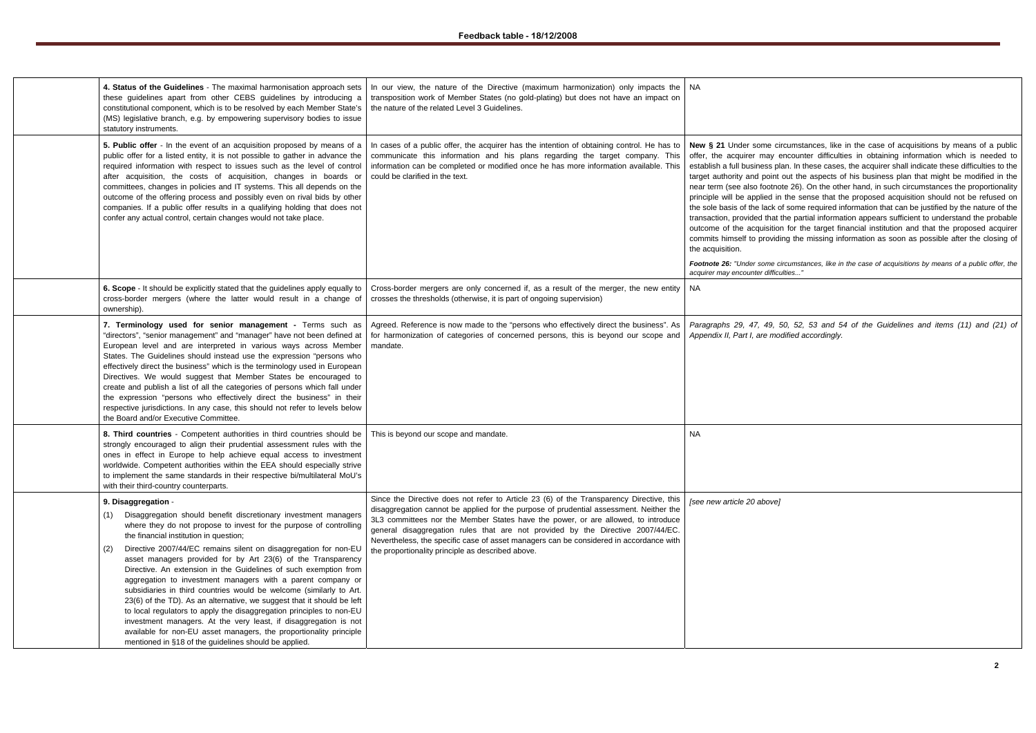| | | | |
|---|---|---|---|
| | **4. Status of the Guidelines** - The maximal harmonisation approach sets these guidelines apart from other CEBS guidelines by introducing a constitutional component, which is to be resolved by each Member State's (MS) legislative branch, e.g. by empowering supervisory bodies to issue statutory instruments. | In our view, the nature of the Directive (maximum harmonization) only impacts the transposition work of Member States (no gold-plating) but does not have an impact on the nature of the related Level 3 Guidelines. | NA |
| | **5. Public offer** - In the event of an acquisition proposed by means of a public offer for a listed entity, it is not possible to gather in advance the required information with respect to issues such as the level of control after acquisition, the costs of acquisition, changes in boards or committees, changes in policies and IT systems. This all depends on the outcome of the offering process and possibly even on rival bids by other companies. If a public offer results in a qualifying holding that does not confer any actual control, certain changes would not take place. | In cases of a public offer, the acquirer has the intention of obtaining control. He has to communicate this information and his plans regarding the target company. This information can be completed or modified once he has more information available. This could be clarified in the text. | **New § 21** Under some circumstances, like in the case of acquisitions by means of a public offer, the acquirer may encounter difficulties in obtaining information which is needed to establish a full business plan. In these cases, the acquirer shall indicate these difficulties to the target authority and point out the aspects of his business plan that might be modified in the near term (see also footnote 26). On the other hand, in such circumstances the proportionality principle will be applied in the sense that the proposed acquisition should not be refused on the sole basis of the lack of some required information that can be justified by the nature of the transaction, provided that the partial information appears sufficient to understand the probable outcome of the acquisition for the target financial institution and that the proposed acquirer commits himself to providing the missing information as soon as possible after the closing of the acquisition.<br><br>***Footnote 26:*** *"Under some circumstances, like in the case of acquisitions by means of a public offer, the acquirer may encounter difficulties..."* |
| | **6. Scope** - It should be explicitly stated that the guidelines apply equally to cross-border mergers (where the latter would result in a change of ownership). | Cross-border mergers are only concerned if, as a result of the merger, the new entity crosses the thresholds (otherwise, it is part of ongoing supervision) | NA |
| | **7. Terminology used for senior management** - Terms such as "directors", "senior management" and "manager" have not been defined at European level and are interpreted in various ways across Member States. The Guidelines should instead use the expression "persons who effectively direct the business" which is the terminology used in European Directives. We would suggest that Member States be encouraged to create and publish a list of all the categories of persons which fall under the expression "persons who effectively direct the business" in their respective jurisdictions. In any case, this should not refer to levels below the Board and/or Executive Committee. | Agreed. Reference is now made to the "persons who effectively direct the business". As for harmonization of categories of concerned persons, this is beyond our scope and mandate. | *Paragraphs 29, 47, 49, 50, 52, 53 and 54 of the Guidelines and items (11) and (21) of Appendix II, Part I, are modified accordingly.* |
| | **8. Third countries** - Competent authorities in third countries should be strongly encouraged to align their prudential assessment rules with the ones in effect in Europe to help achieve equal access to investment worldwide. Competent authorities within the EEA should especially strive to implement the same standards in their respective bi/multilateral MoU's with their third-country counterparts. | This is beyond our scope and mandate. | NA |
| | **9. Disaggregation** -<br>(1) Disaggregation should benefit discretionary investment managers where they do not propose to invest for the purpose of controlling the financial institution in question;<br>(2) Directive 2007/44/EC remains silent on disaggregation for non-EU asset managers provided for by Art 23(6) of the Transparency Directive. An extension in the Guidelines of such exemption from aggregation to investment managers with a parent company or subsidiaries in third countries would be welcome (similarly to Art. 23(6) of the TD). As an alternative, we suggest that it should be left to local regulators to apply the disaggregation principles to non-EU investment managers. At the very least, if disaggregation is not available for non-EU asset managers, the proportionality principle mentioned in §18 of the guidelines should be applied. | Since the Directive does not refer to Article 23 (6) of the Transparency Directive, this disaggregation cannot be applied for the purpose of prudential assessment. Neither the 3L3 committees nor the Member States have the power, or are allowed, to introduce general disaggregation rules that are not provided by the Directive 2007/44/EC. Nevertheless, the specific case of asset managers can be considered in accordance with the proportionality principle as described above. | *[see new article 20 above]* |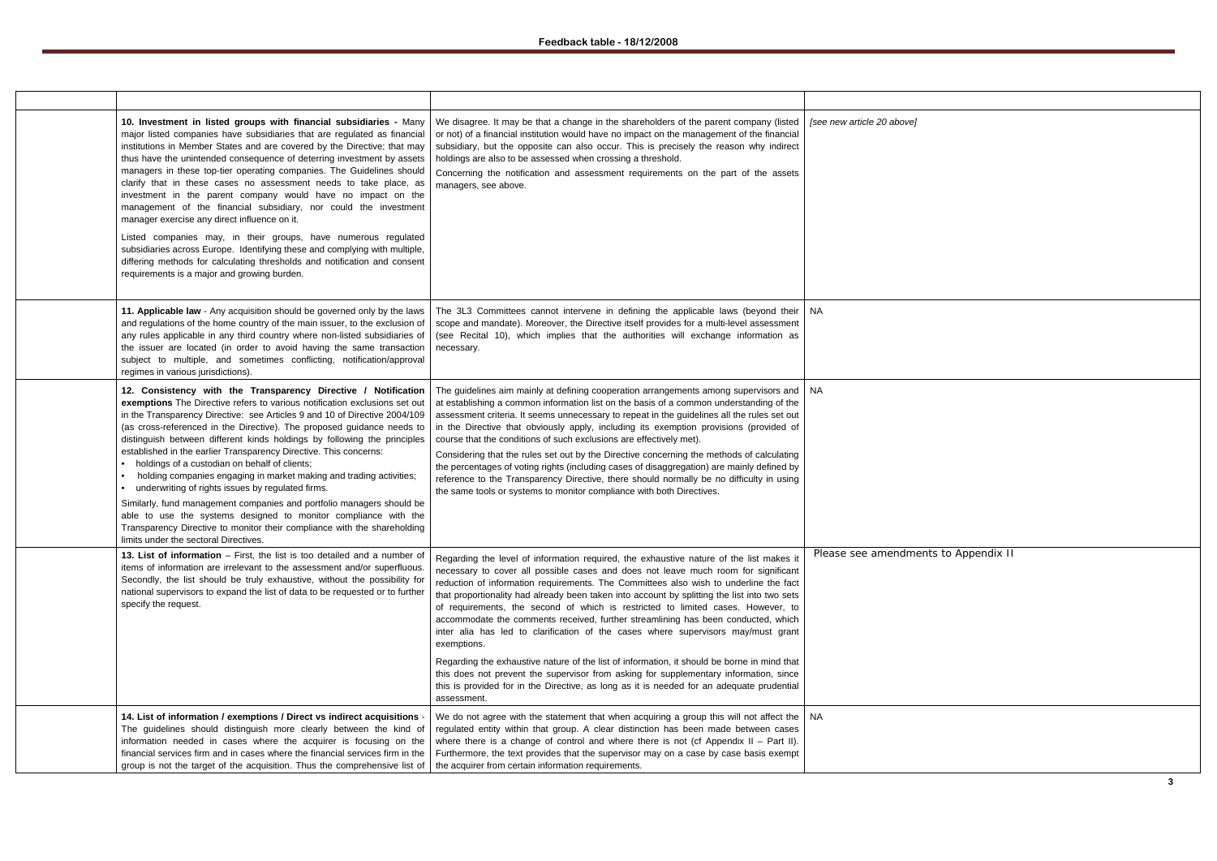| | | | |
|---|---|---|---|
| | **10. Investment in listed groups with financial subsidiaries -** Many major listed companies have subsidiaries that are regulated as financial institutions in Member States and are covered by the Directive; that may thus have the unintended consequence of deterring investment by assets managers in these top-tier operating companies. The Guidelines should clarify that in these cases no assessment needs to take place, as investment in the parent company would have no impact on the management of the financial subsidiary, nor could the investment manager exercise any direct influence on it.<br><br>Listed companies may, in their groups, have numerous regulated subsidiaries across Europe. Identifying these and complying with multiple, differing methods for calculating thresholds and notification and consent requirements is a major and growing burden. | We disagree. It may be that a change in the shareholders of the parent company (listed or not) of a financial institution would have no impact on the management of the financial subsidiary, but the opposite can also occur. This is precisely the reason why indirect holdings are also to be assessed when crossing a threshold.<br><br>Concerning the notification and assessment requirements on the part of the assets managers, see above. | *[see new article 20 above]* |
| | **11. Applicable law** - Any acquisition should be governed only by the laws and regulations of the home country of the main issuer, to the exclusion of any rules applicable in any third country where non-listed subsidiaries of the issuer are located (in order to avoid having the same transaction subject to multiple, and sometimes conflicting, notification/approval regimes in various jurisdictions). | The 3L3 Committees cannot intervene in defining the applicable laws (beyond their scope and mandate). Moreover, the Directive itself provides for a multi-level assessment (see Recital 10), which implies that the authorities will exchange information as necessary. | NA |
| | **12. Consistency with the Transparency Directive / Notification exemptions** The Directive refers to various notification exclusions set out in the Transparency Directive: see Articles 9 and 10 of Directive 2004/109 (as cross-referenced in the Directive). The proposed guidance needs to distinguish between different kinds holdings by following the principles established in the earlier Transparency Directive. This concerns:<br>• holdings of a custodian on behalf of clients;<br>• holding companies engaging in market making and trading activities;<br>• underwriting of rights issues by regulated firms.<br><br>Similarly, fund management companies and portfolio managers should be able to use the systems designed to monitor compliance with the Transparency Directive to monitor their compliance with the shareholding limits under the sectoral Directives. | The guidelines aim mainly at defining cooperation arrangements among supervisors and at establishing a common information list on the basis of a common understanding of the assessment criteria. It seems unnecessary to repeat in the guidelines all the rules set out in the Directive that obviously apply, including its exemption provisions (provided of course that the conditions of such exclusions are effectively met).<br><br>Considering that the rules set out by the Directive concerning the methods of calculating the percentages of voting rights (including cases of disaggregation) are mainly defined by reference to the Transparency Directive, there should normally be no difficulty in using the same tools or systems to monitor compliance with both Directives. | NA |
| | **13. List of information** – First, the list is too detailed and a number of items of information are irrelevant to the assessment and/or superfluous. Secondly, the list should be truly exhaustive, without the possibility for national supervisors to expand the list of data to be requested or to further specify the request. | Regarding the level of information required, the exhaustive nature of the list makes it necessary to cover all possible cases and does not leave much room for significant reduction of information requirements. The Committees also wish to underline the fact that proportionality had already been taken into account by splitting the list into two sets of requirements, the second of which is restricted to limited cases. However, to accommodate the comments received, further streamlining has been conducted, which inter alia has led to clarification of the cases where supervisors may/must grant exemptions.<br><br>Regarding the exhaustive nature of the list of information, it should be borne in mind that this does not prevent the supervisor from asking for supplementary information, since this is provided for in the Directive, as long as it is needed for an adequate prudential assessment. | Please see amendments to Appendix II |
| | **14. List of information / exemptions / Direct vs indirect acquisitions** - The guidelines should distinguish more clearly between the kind of information needed in cases where the acquirer is focusing on the financial services firm and in cases where the financial services firm in the group is not the target of the acquisition. Thus the comprehensive list of | We do not agree with the statement that when acquiring a group this will not affect the regulated entity within that group. A clear distinction has been made between cases where there is a change of control and where there is not (cf Appendix II – Part II). Furthermore, the text provides that the supervisor may on a case by case basis exempt the acquirer from certain information requirements. | NA |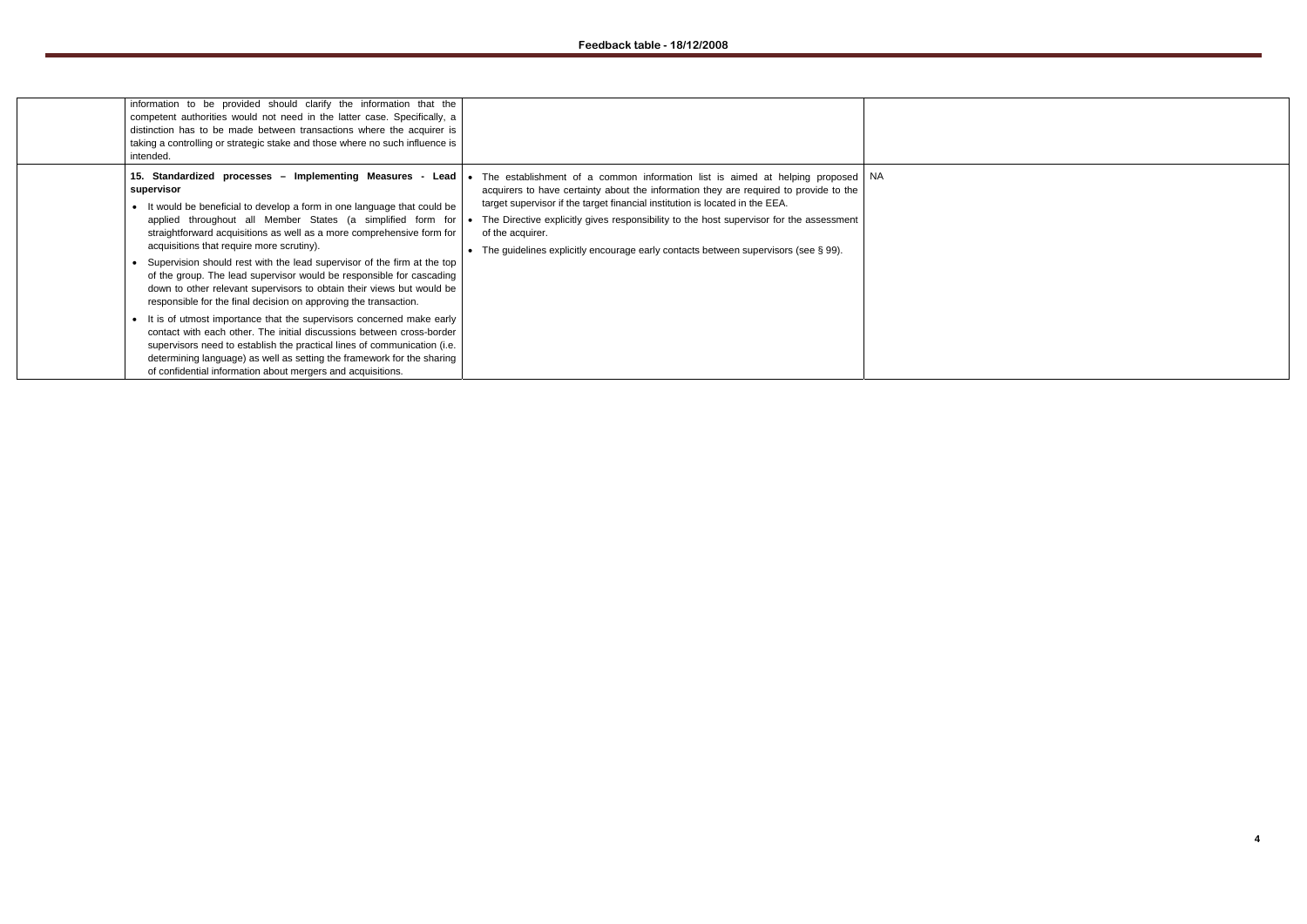| | | | |
|---|---|---|---|
| | information to be provided should clarify the information that the competent authorities would not need in the latter case. Specifically, a distinction has to be made between transactions where the acquirer is taking a controlling or strategic stake and those where no such influence is intended. | | |
| | **15. Standardized processes – Implementing Measures - Lead supervisor**<br>• It would be beneficial to develop a form in one language that could be applied throughout all Member States (a simplified form for straightforward acquisitions as well as a more comprehensive form for acquisitions that require more scrutiny).<br>• Supervision should rest with the lead supervisor of the firm at the top of the group. The lead supervisor would be responsible for cascading down to other relevant supervisors to obtain their views but would be responsible for the final decision on approving the transaction.<br>• It is of utmost importance that the supervisors concerned make early contact with each other. The initial discussions between cross-border supervisors need to establish the practical lines of communication (i.e. determining language) as well as setting the framework for the sharing of confidential information about mergers and acquisitions. | • The establishment of a common information list is aimed at helping proposed acquirers to have certainty about the information they are required to provide to the target supervisor if the target financial institution is located in the EEA.<br>• The Directive explicitly gives responsibility to the host supervisor for the assessment of the acquirer.<br>• The guidelines explicitly encourage early contacts between supervisors (see § 99). | NA |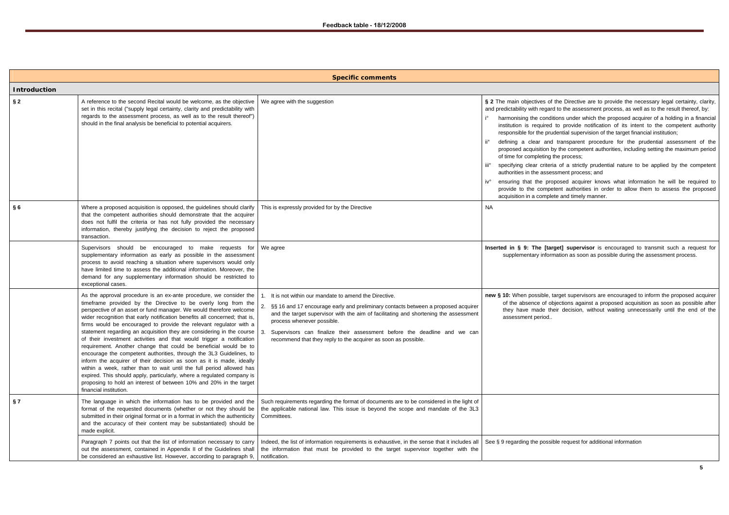| Specific comments | | | |
|---|---|---|---|
| **Introduction** | | | |
| **§ 2** | A reference to the second Recital would be welcome, as the objective set in this recital ("supply legal certainty, clarity and predictability with regards to the assessment process, as well as to the result thereof") should in the final analysis be beneficial to potential acquirers. | We agree with the suggestion | **§ 2** The main objectives of the Directive are to provide the necessary legal certainty, clarity, and predictability with regard to the assessment process, as well as to the result thereof, by:<br>i° harmonising the conditions under which the proposed acquirer of a holding in a financial institution is required to provide notification of its intent to the competent authority responsible for the prudential supervision of the target financial institution;<br>ii° defining a clear and transparent procedure for the prudential assessment of the proposed acquisition by the competent authorities, including setting the maximum period of time for completing the process;<br>iii° specifying clear criteria of a strictly prudential nature to be applied by the competent authorities in the assessment process; and<br>iv° ensuring that the proposed acquirer knows what information he will be required to provide to the competent authorities in order to allow them to assess the proposed acquisition in a complete and timely manner. |
| **§ 6** | Where a proposed acquisition is opposed, the guidelines should clarify that the competent authorities should demonstrate that the acquirer does not fulfil the criteria or has not fully provided the necessary information, thereby justifying the decision to reject the proposed transaction. | This is expressly provided for by the Directive | NA |
| | Supervisors should be encouraged to make requests for supplementary information as early as possible in the assessment process to avoid reaching a situation where supervisors would only have limited time to assess the additional information. Moreover, the demand for any supplementary information should be restricted to exceptional cases. | We agree | **Inserted in § 9: The [target] supervisor** is encouraged to transmit such a request for supplementary information as soon as possible during the assessment process. |
| | As the approval procedure is an ex-ante procedure, we consider the timeframe provided by the Directive to be overly long from the perspective of an asset or fund manager. We would therefore welcome wider recognition that early notification benefits all concerned; that is, firms would be encouraged to provide the relevant regulator with a statement regarding an acquisition they are considering in the course of their investment activities and that would trigger a notification requirement. Another change that could be beneficial would be to encourage the competent authorities, through the 3L3 Guidelines, to inform the acquirer of their decision as soon as it is made, ideally within a week, rather than to wait until the full period allowed has expired. This should apply, particularly, where a regulated company is proposing to hold an interest of between 10% and 20% in the target financial institution. | 1. It is not within our mandate to amend the Directive.<br>2. §§ 16 and 17 encourage early and preliminary contacts between a proposed acquirer and the target supervisor with the aim of facilitating and shortening the assessment process whenever possible.<br>3. Supervisors can finalize their assessment before the deadline and we can recommend that they reply to the acquirer as soon as possible. | **new § 10:** When possible, target supervisors are encouraged to inform the proposed acquirer of the absence of objections against a proposed acquisition as soon as possible after they have made their decision, without waiting unnecessarily until the end of the assessment period.. |
| **§ 7** | The language in which the information has to be provided and the format of the requested documents (whether or not they should be submitted in their original format or in a format in which the authenticity and the accuracy of their content may be substantiated) should be made explicit. | Such requirements regarding the format of documents are to be considered in the light of the applicable national law. This issue is beyond the scope and mandate of the 3L3 Committees. | |
| | Paragraph 7 points out that the list of information necessary to carry out the assessment, contained in Appendix II of the Guidelines shall be considered an exhaustive list. However, according to paragraph 9, | Indeed, the list of information requirements is exhaustive, in the sense that it includes all the information that must be provided to the target supervisor together with the notification. | See § 9 regarding the possible request for additional information |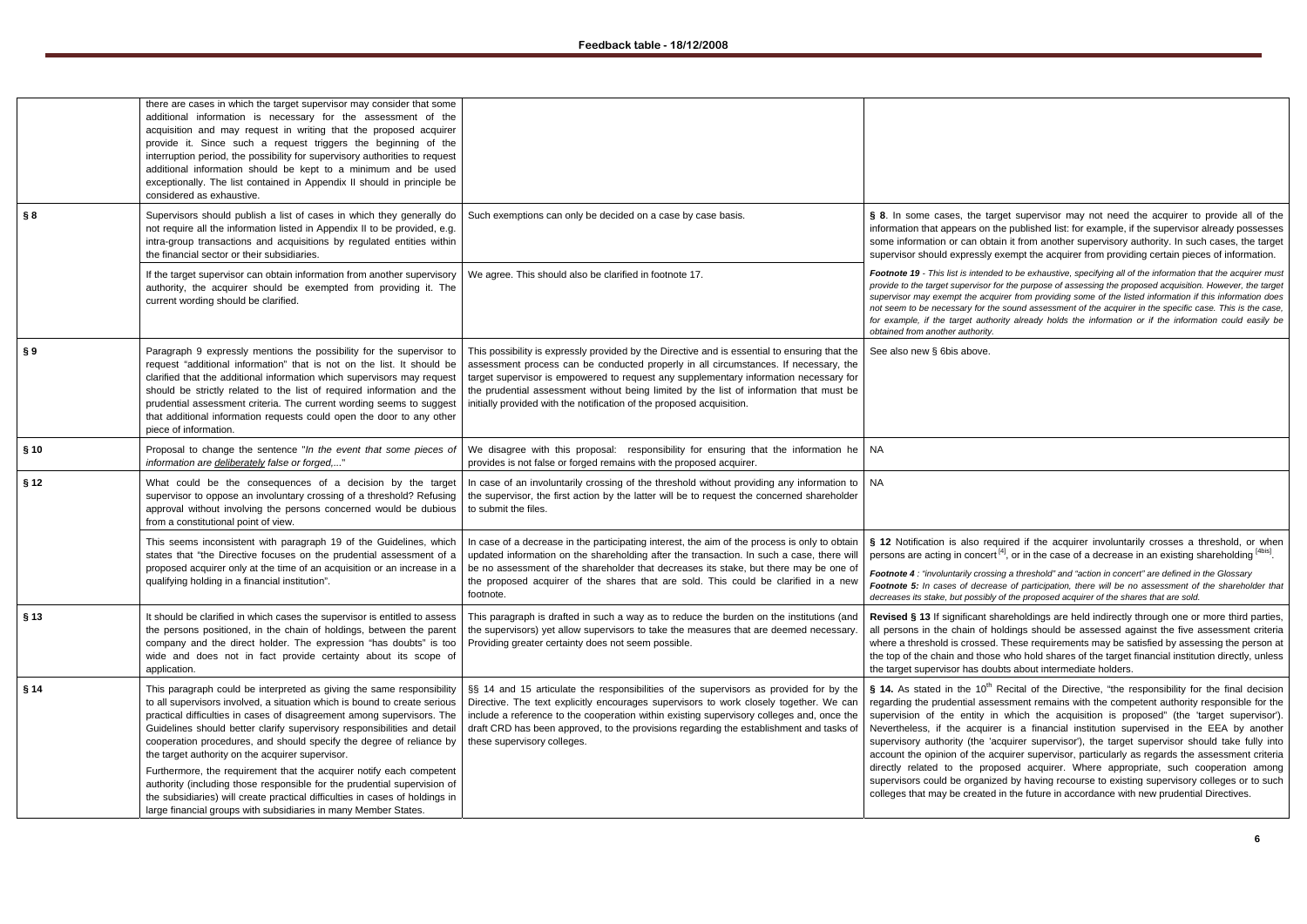| | | | |
|---|---|---|---|
| | there are cases in which the target supervisor may consider that some additional information is necessary for the assessment of the acquisition and may request in writing that the proposed acquirer provide it. Since such a request triggers the beginning of the interruption period, the possibility for supervisory authorities to request additional information should be kept to a minimum and be used exceptionally. The list contained in Appendix II should in principle be considered as exhaustive. | | |
| **§ 8** | Supervisors should publish a list of cases in which they generally do not require all the information listed in Appendix II to be provided, e.g. intra-group transactions and acquisitions by regulated entities within the financial sector or their subsidiaries. | Such exemptions can only be decided on a case by case basis. | **§ 8**. In some cases, the target supervisor may not need the acquirer to provide all of the information that appears on the published list: for example, if the supervisor already possesses some information or can obtain it from another supervisory authority. In such cases, the target supervisor should expressly exempt the acquirer from providing certain pieces of information. |
| | If the target supervisor can obtain information from another supervisory authority, the acquirer should be exempted from providing it. The current wording should be clarified. | We agree. This should also be clarified in footnote 17. | ***Footnote 19*** *- This list is intended to be exhaustive, specifying all of the information that the acquirer must provide to the target supervisor for the purpose of assessing the proposed acquisition. However, the target supervisor may exempt the acquirer from providing some of the listed information if this information does not seem to be necessary for the sound assessment of the acquirer in the specific case. This is the case, for example, if the target authority already holds the information or if the information could easily be obtained from another authority.* |
| **§ 9** | Paragraph 9 expressly mentions the possibility for the supervisor to request "additional information" that is not on the list. It should be clarified that the additional information which supervisors may request should be strictly related to the list of required information and the prudential assessment criteria. The current wording seems to suggest that additional information requests could open the door to any other piece of information. | This possibility is expressly provided by the Directive and is essential to ensuring that the assessment process can be conducted properly in all circumstances. If necessary, the target supervisor is empowered to request any supplementary information necessary for the prudential assessment without being limited by the list of information that must be initially provided with the notification of the proposed acquisition. | See also new § 6bis above. |
| **§ 10** | Proposal to change the sentence "*In the event that some pieces of information are <u>deliberately</u> false or forged,...*" | We disagree with this proposal: responsibility for ensuring that the information he provides is not false or forged remains with the proposed acquirer. | NA |
| **§ 12** | What could be the consequences of a decision by the target supervisor to oppose an involuntary crossing of a threshold? Refusing approval without involving the persons concerned would be dubious from a constitutional point of view. | In case of an involuntarily crossing of the threshold without providing any information to the supervisor, the first action by the latter will be to request the concerned shareholder to submit the files. | NA |
| | This seems inconsistent with paragraph 19 of the Guidelines, which states that "the Directive focuses on the prudential assessment of a proposed acquirer only at the time of an acquisition or an increase in a qualifying holding in a financial institution". | In case of a decrease in the participating interest, the aim of the process is only to obtain updated information on the shareholding after the transaction. In such a case, there will be no assessment of the shareholder that decreases its stake, but there may be one of the proposed acquirer of the shares that are sold. This could be clarified in a new footnote. | **§ 12** Notification is also required if the acquirer involuntarily crosses a threshold, or when persons are acting in concert [4], or in the case of a decrease in an existing shareholding [4bis].<br><br>***Footnote 4*** *: "involuntarily crossing a threshold" and "action in concert" are defined in the Glossary*<br>***Footnote 5:*** *In cases of decrease of participation, there will be no assessment of the shareholder that decreases its stake, but possibly of the proposed acquirer of the shares that are sold.* |
| **§ 13** | It should be clarified in which cases the supervisor is entitled to assess the persons positioned, in the chain of holdings, between the parent company and the direct holder. The expression "has doubts" is too wide and does not in fact provide certainty about its scope of application. | This paragraph is drafted in such a way as to reduce the burden on the institutions (and the supervisors) yet allow supervisors to take the measures that are deemed necessary. Providing greater certainty does not seem possible. | **Revised § 13** If significant shareholdings are held indirectly through one or more third parties, all persons in the chain of holdings should be assessed against the five assessment criteria where a threshold is crossed. These requirements may be satisfied by assessing the person at the top of the chain and those who hold shares of the target financial institution directly, unless the target supervisor has doubts about intermediate holders. |
| **§ 14** | This paragraph could be interpreted as giving the same responsibility to all supervisors involved, a situation which is bound to create serious practical difficulties in cases of disagreement among supervisors. The Guidelines should better clarify supervisory responsibilities and detail cooperation procedures, and should specify the degree of reliance by the target authority on the acquirer supervisor.<br><br>Furthermore, the requirement that the acquirer notify each competent authority (including those responsible for the prudential supervision of the subsidiaries) will create practical difficulties in cases of holdings in large financial groups with subsidiaries in many Member States. | §§ 14 and 15 articulate the responsibilities of the supervisors as provided for by the Directive. The text explicitly encourages supervisors to work closely together. We can include a reference to the cooperation within existing supervisory colleges and, once the draft CRD has been approved, to the provisions regarding the establishment and tasks of these supervisory colleges. | **§ 14.** As stated in the 10th Recital of the Directive, "the responsibility for the final decision regarding the prudential assessment remains with the competent authority responsible for the supervision of the entity in which the acquisition is proposed" (the 'target supervisor'). Nevertheless, if the acquirer is a financial institution supervised in the EEA by another supervisory authority (the 'acquirer supervisor'), the target supervisor should take fully into account the opinion of the acquirer supervisor, particularly as regards the assessment criteria directly related to the proposed acquirer. Where appropriate, such cooperation among supervisors could be organized by having recourse to existing supervisory colleges or to such colleges that may be created in the future in accordance with new prudential Directives. |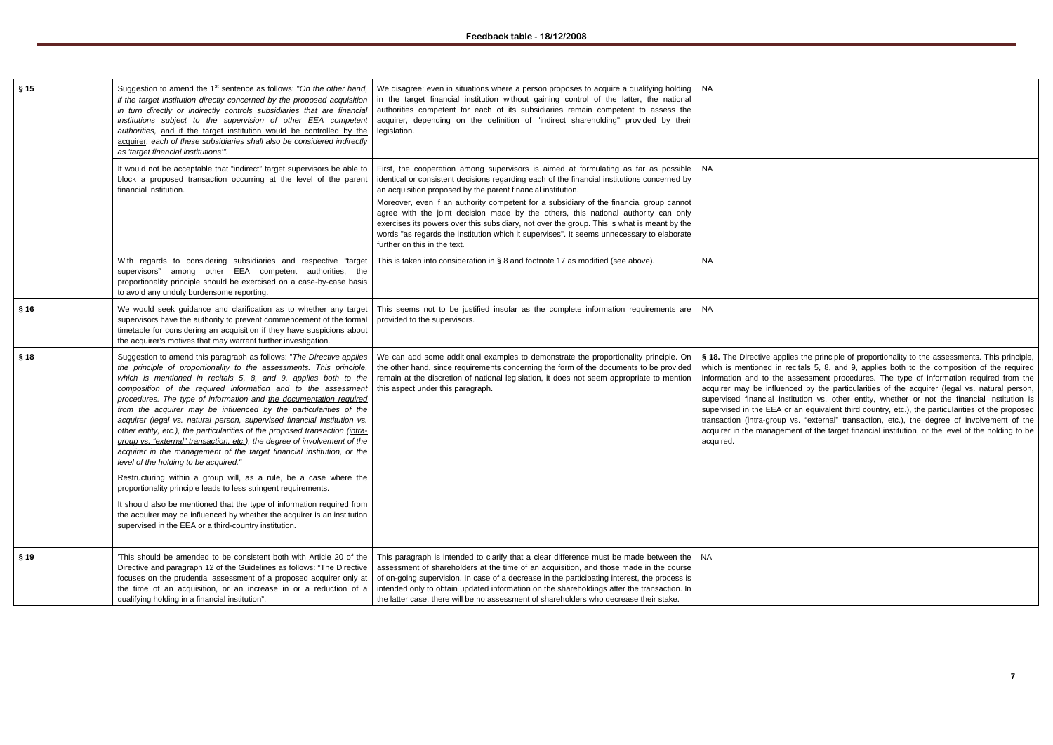| § 15 | Suggestion to amend the 1st sentence as follows: "*On the other hand, if the target institution directly concerned by the proposed acquisition in turn directly or indirectly controls subsidiaries that are financial institutions subject to the supervision of other EEA competent authorities,* and if the target institution would be controlled by the acquirer, *each of these subsidiaries shall also be considered indirectly as 'target financial institutions'*". | We disagree: even in situations where a person proposes to acquire a qualifying holding in the target financial institution without gaining control of the latter, the national authorities competent for each of its subsidiaries remain competent to assess the acquirer, depending on the definition of "indirect shareholding" provided by their legislation. | NA |
|---|---|---|---|
| | It would not be acceptable that "indirect" target supervisors be able to block a proposed transaction occurring at the level of the parent financial institution. | First, the cooperation among supervisors is aimed at formulating as far as possible identical or consistent decisions regarding each of the financial institutions concerned by an acquisition proposed by the parent financial institution.<br>Moreover, even if an authority competent for a subsidiary of the financial group cannot agree with the joint decision made by the others, this national authority can only exercises its powers over this subsidiary, not over the group. This is what is meant by the words "as regards the institution which it supervises". It seems unnecessary to elaborate further on this in the text. | NA |
| | With regards to considering subsidiaries and respective "target supervisors" among other EEA competent authorities, the proportionality principle should be exercised on a case-by-case basis to avoid any unduly burdensome reporting. | This is taken into consideration in § 8 and footnote 17 as modified (see above). | NA |
| § 16 | We would seek guidance and clarification as to whether any target supervisors have the authority to prevent commencement of the formal timetable for considering an acquisition if they have suspicions about the acquirer's motives that may warrant further investigation. | This seems not to be justified insofar as the complete information requirements are provided to the supervisors. | NA |
| § 18 | Suggestion to amend this paragraph as follows: "*The Directive applies the principle of proportionality to the assessments. This principle, which is mentioned in recitals 5, 8, and 9, applies both to the composition of the required information and to the assessment procedures. The type of information and* the documentation required *from the acquirer may be influenced by the particularities of the acquirer (legal vs. natural person, supervised financial institution vs. other entity, etc.), the particularities of the proposed transaction (*intra-group vs. "external" transaction, etc.*), the degree of involvement of the acquirer in the management of the target financial institution, or the level of the holding to be acquired.*"<br>Restructuring within a group will, as a rule, be a case where the proportionality principle leads to less stringent requirements.<br>It should also be mentioned that the type of information required from the acquirer may be influenced by whether the acquirer is an institution supervised in the EEA or a third-country institution. | We can add some additional examples to demonstrate the proportionality principle. On the other hand, since requirements concerning the form of the documents to be provided remain at the discretion of national legislation, it does not seem appropriate to mention this aspect under this paragraph. | **§ 18.** The Directive applies the principle of proportionality to the assessments. This principle, which is mentioned in recitals 5, 8, and 9, applies both to the composition of the required information and to the assessment procedures. The type of information required from the acquirer may be influenced by the particularities of the acquirer (legal vs. natural person, supervised financial institution vs. other entity, whether or not the financial institution is supervised in the EEA or an equivalent third country, etc.), the particularities of the proposed transaction (intra-group vs. "external" transaction, etc.), the degree of involvement of the acquirer in the management of the target financial institution, or the level of the holding to be acquired. |
| § 19 | 'This should be amended to be consistent both with Article 20 of the Directive and paragraph 12 of the Guidelines as follows: "The Directive focuses on the prudential assessment of a proposed acquirer only at the time of an acquisition, or an increase in or a reduction of a qualifying holding in a financial institution". | This paragraph is intended to clarify that a clear difference must be made between the assessment of shareholders at the time of an acquisition, and those made in the course of on-going supervision. In case of a decrease in the participating interest, the process is intended only to obtain updated information on the shareholdings after the transaction. In the latter case, there will be no assessment of shareholders who decrease their stake. | NA |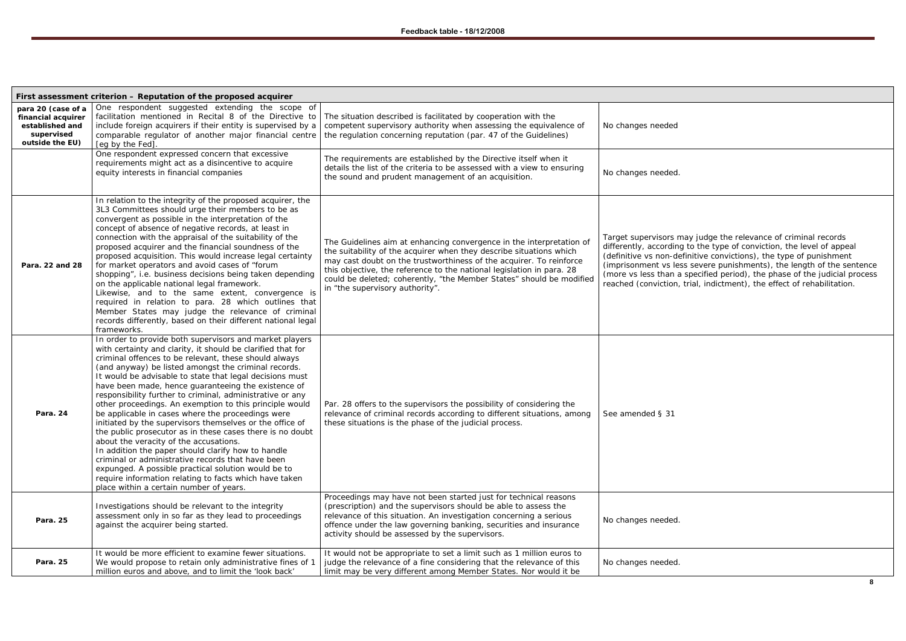| First assessment criterion – Reputation of the proposed acquirer | | | |
|---|---|---|---|
| **para 20 (case of a financial acquirer established and supervised outside the EU)** | One respondent suggested extending the scope of facilitation mentioned in Recital 8 of the Directive to include foreign acquirers if their entity is supervised by a comparable regulator of another major financial centre [eg by the Fed]. | The situation described is facilitated by cooperation with the competent supervisory authority when assessing the equivalence of the regulation concerning reputation (par. 47 of the Guidelines) | No changes needed |
| | One respondent expressed concern that excessive requirements might act as a disincentive to acquire equity interests in financial companies | The requirements are established by the Directive itself when it details the list of the criteria to be assessed with a view to ensuring the sound and prudent management of an acquisition. | No changes needed. |
| **Para. 22 and 28** | In relation to the integrity of the proposed acquirer, the 3L3 Committees should urge their members to be as convergent as possible in the interpretation of the concept of absence of negative records, at least in connection with the appraisal of the suitability of the proposed acquirer and the financial soundness of the proposed acquisition. This would increase legal certainty for market operators and avoid cases of "forum shopping", i.e. business decisions being taken depending on the applicable national legal framework. Likewise, and to the same extent, convergence is required in relation to para. 28 which outlines that Member States may judge the relevance of criminal records differently, based on their different national legal frameworks. | The Guidelines aim at enhancing convergence in the interpretation of the suitability of the acquirer when they describe situations which may cast doubt on the trustworthiness of the acquirer. To reinforce this objective, the reference to the national legislation in para. 28 could be deleted; coherently, "the Member States" should be modified in "the supervisory authority". | Target supervisors may judge the relevance of criminal records differently, according to the type of conviction, the level of appeal (definitive vs non-definitive convictions), the type of punishment (imprisonment vs less severe punishments), the length of the sentence (more vs less than a specified period), the phase of the judicial process reached (conviction, trial, indictment), the effect of rehabilitation. |
| **Para. 24** | In order to provide both supervisors and market players with certainty and clarity, it should be clarified that for criminal offences to be relevant, these should always (and anyway) be listed amongst the criminal records. It would be advisable to state that legal decisions must have been made, hence guaranteeing the existence of responsibility further to criminal, administrative or any other proceedings. An exemption to this principle would be applicable in cases where the proceedings were initiated by the supervisors themselves or the office of the public prosecutor as in these cases there is no doubt about the veracity of the accusations. In addition the paper should clarify how to handle criminal or administrative records that have been expunged. A possible practical solution would be to require information relating to facts which have taken place within a certain number of years. | Par. 28 offers to the supervisors the possibility of considering the relevance of criminal records according to different situations, among these situations is the phase of the judicial process. | See amended § 31 |
| **Para. 25** | Investigations should be relevant to the integrity assessment only in so far as they lead to proceedings against the acquirer being started. | Proceedings may have not been started just for technical reasons (prescription) and the supervisors should be able to assess the relevance of this situation. An investigation concerning a serious offence under the law governing banking, securities and insurance activity should be assessed by the supervisors. | No changes needed. |
| **Para. 25** | It would be more efficient to examine fewer situations. We would propose to retain only administrative fines of 1 million euros and above, and to limit the 'look back' | It would not be appropriate to set a limit such as 1 million euros to judge the relevance of a fine considering that the relevance of this limit may be very different among Member States. Nor would it be | No changes needed. |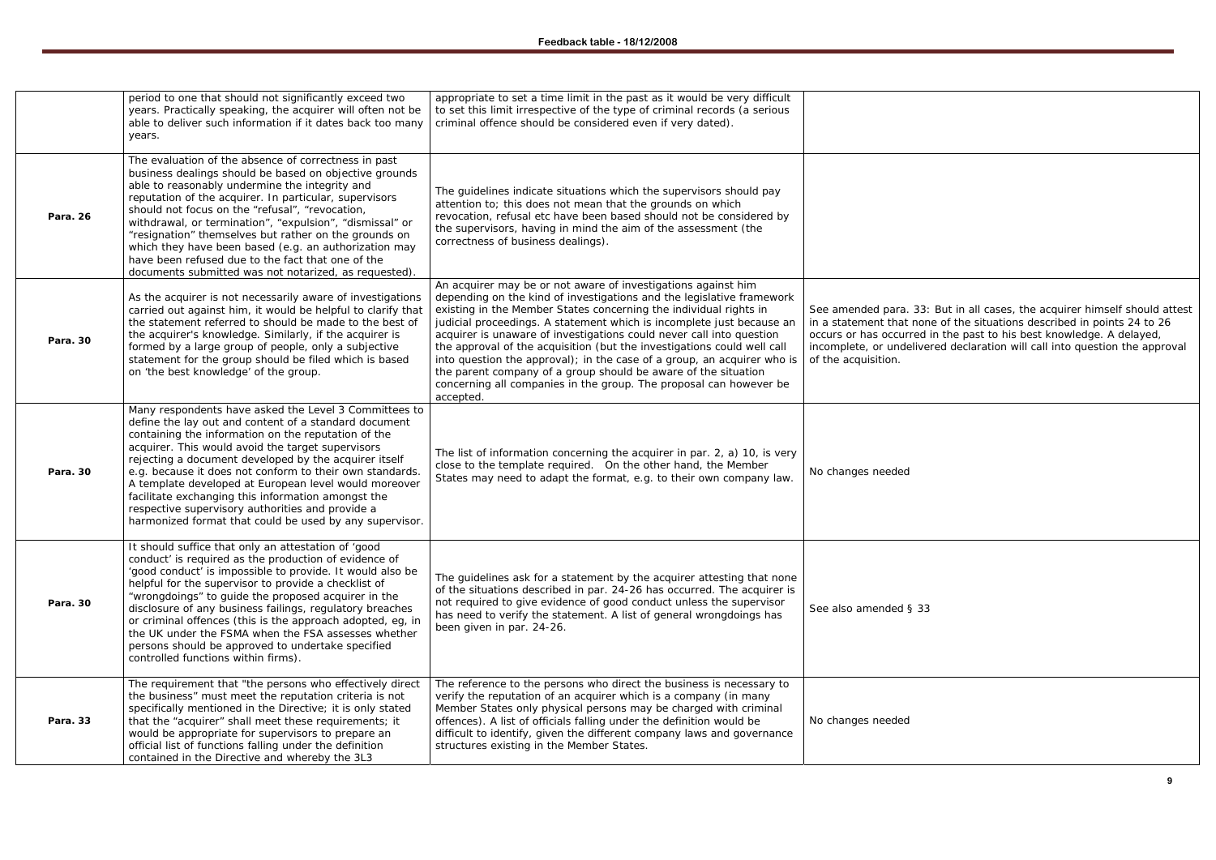**Feedback table - 18/12/2008**

| | | | |
|---|---|---|---|
| | period to one that should not significantly exceed two years. Practically speaking, the acquirer will often not be able to deliver such information if it dates back too many years. | appropriate to set a time limit in the past as it would be very difficult to set this limit irrespective of the type of criminal records (a serious criminal offence should be considered even if very dated). | |
| **Para. 26** | The evaluation of the absence of correctness in past business dealings should be based on objective grounds able to reasonably undermine the integrity and reputation of the acquirer. In particular, supervisors should not focus on the "refusal", "revocation, withdrawal, or termination", "expulsion", "dismissal" or "resignation" themselves but rather on the grounds on which they have been based (e.g. an authorization may have been refused due to the fact that one of the documents submitted was not notarized, as requested). | The guidelines indicate situations which the supervisors should pay attention to; this does not mean that the grounds on which revocation, refusal etc have been based should not be considered by the supervisors, having in mind the aim of the assessment (the correctness of business dealings). | |
| **Para. 30** | As the acquirer is not necessarily aware of investigations carried out against him, it would be helpful to clarify that the statement referred to should be made to the best of the acquirer's knowledge. Similarly, if the acquirer is formed by a large group of people, only a subjective statement for the group should be filed which is based on 'the best knowledge' of the group. | An acquirer may be or not aware of investigations against him depending on the kind of investigations and the legislative framework existing in the Member States concerning the individual rights in judicial proceedings. A statement which is incomplete just because an acquirer is unaware of investigations could never call into question the approval of the acquisition (but the investigations could well call into question the approval); in the case of a group, an acquirer who is the parent company of a group should be aware of the situation concerning all companies in the group. The proposal can however be accepted. | See amended para. 33: But in all cases, the acquirer himself should attest in a statement that none of the situations described in points 24 to 26 occurs or has occurred in the past to his best knowledge. A delayed, incomplete, or undelivered declaration will call into question the approval of the acquisition. |
| **Para. 30** | Many respondents have asked the Level 3 Committees to define the lay out and content of a standard document containing the information on the reputation of the acquirer. This would avoid the target supervisors rejecting a document developed by the acquirer itself e.g. because it does not conform to their own standards. A template developed at European level would moreover facilitate exchanging this information amongst the respective supervisory authorities and provide a harmonized format that could be used by any supervisor. | The list of information concerning the acquirer in par. 2, a) 10, is very close to the template required. On the other hand, the Member States may need to adapt the format, e.g. to their own company law. | No changes needed |
| **Para. 30** | It should suffice that only an attestation of 'good conduct' is required as the production of evidence of 'good conduct' is impossible to provide. It would also be helpful for the supervisor to provide a checklist of "wrongdoings" to guide the proposed acquirer in the disclosure of any business failings, regulatory breaches or criminal offences (this is the approach adopted, eg, in the UK under the FSMA when the FSA assesses whether persons should be approved to undertake specified controlled functions within firms). | The guidelines ask for a statement by the acquirer attesting that none of the situations described in par. 24-26 has occurred. The acquirer is not required to give evidence of good conduct unless the supervisor has need to verify the statement. A list of general wrongdoings has been given in par. 24-26. | See also amended § 33 |
| **Para. 33** | The requirement that "the persons who effectively direct the business" must meet the reputation criteria is not specifically mentioned in the Directive; it is only stated that the "acquirer" shall meet these requirements; it would be appropriate for supervisors to prepare an official list of functions falling under the definition contained in the Directive and whereby the 3L3 | The reference to the persons who direct the business is necessary to verify the reputation of an acquirer which is a company (in many Member States only physical persons may be charged with criminal offences). A list of officials falling under the definition would be difficult to identify, given the different company laws and governance structures existing in the Member States. | No changes needed |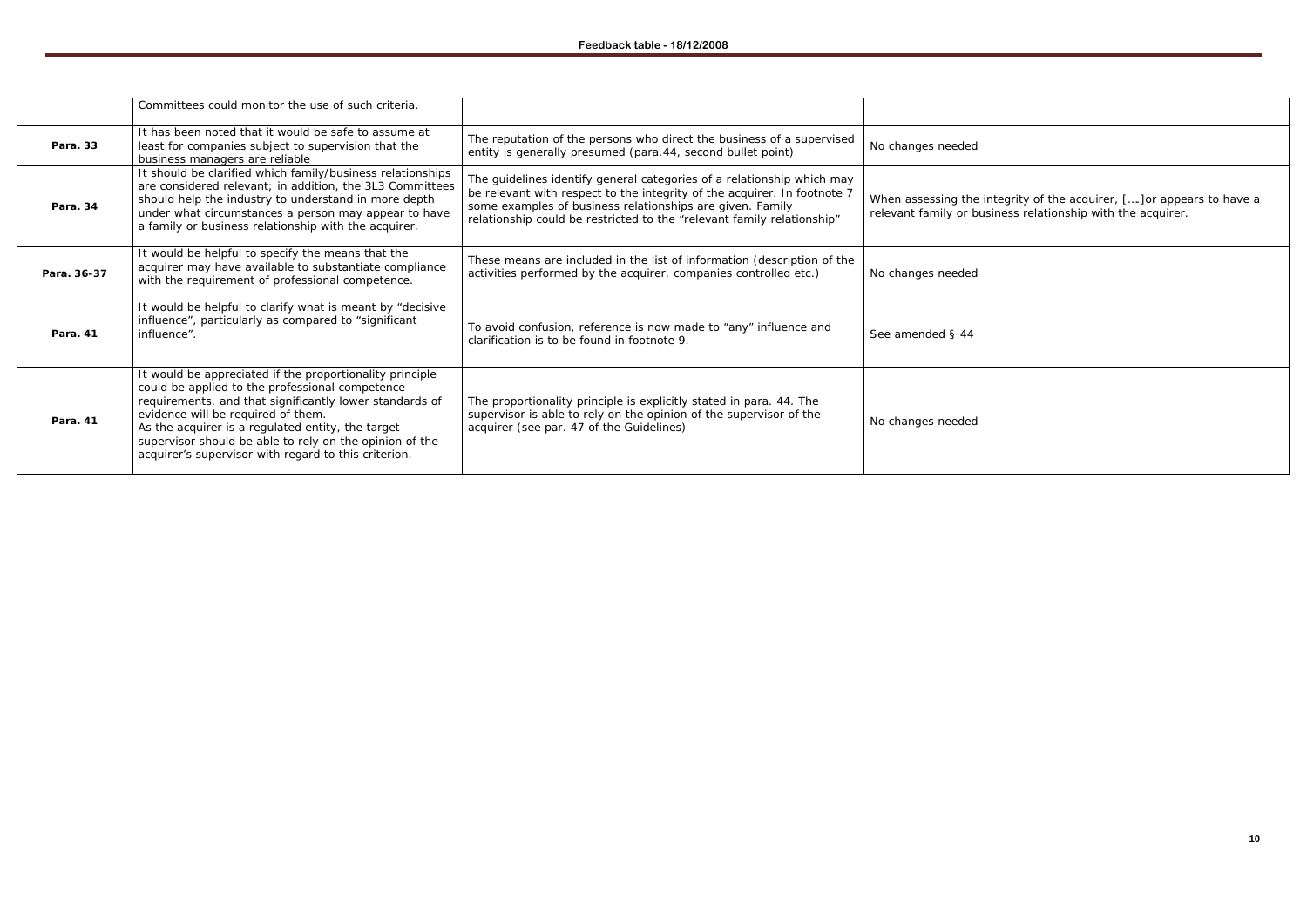|  |  |  |  |
|---|---|---|---|
|  | Committees could monitor the use of such criteria. |  |  |
| **Para. 33** | It has been noted that it would be safe to assume at least for companies subject to supervision that the business managers are reliable | The reputation of the persons who direct the business of a supervised entity is generally presumed (para.44, second bullet point) | No changes needed |
| **Para. 34** | It should be clarified which family/business relationships are considered relevant; in addition, the 3L3 Committees should help the industry to understand in more depth under what circumstances a person may appear to have a family or business relationship with the acquirer. | The guidelines identify general categories of a relationship which may be relevant with respect to the integrity of the acquirer. In footnote 7 some examples of business relationships are given. Family relationship could be restricted to the "relevant family relationship" | When assessing the integrity of the acquirer, [...]or appears to have a relevant family or business relationship with the acquirer. |
| **Para. 36-37** | It would be helpful to specify the means that the acquirer may have available to substantiate compliance with the requirement of professional competence. | These means are included in the list of information (description of the activities performed by the acquirer, companies controlled etc.) | No changes needed |
| **Para. 41** | It would be helpful to clarify what is meant by "decisive influence", particularly as compared to "significant influence". | To avoid confusion, reference is now made to "any" influence and clarification is to be found in footnote 9. | See amended § 44 |
| **Para. 41** | It would be appreciated if the proportionality principle could be applied to the professional competence requirements, and that significantly lower standards of evidence will be required of them.<br>As the acquirer is a regulated entity, the target supervisor should be able to rely on the opinion of the acquirer's supervisor with regard to this criterion. | The proportionality principle is explicitly stated in para. 44. The supervisor is able to rely on the opinion of the supervisor of the acquirer (see par. 47 of the Guidelines) | No changes needed |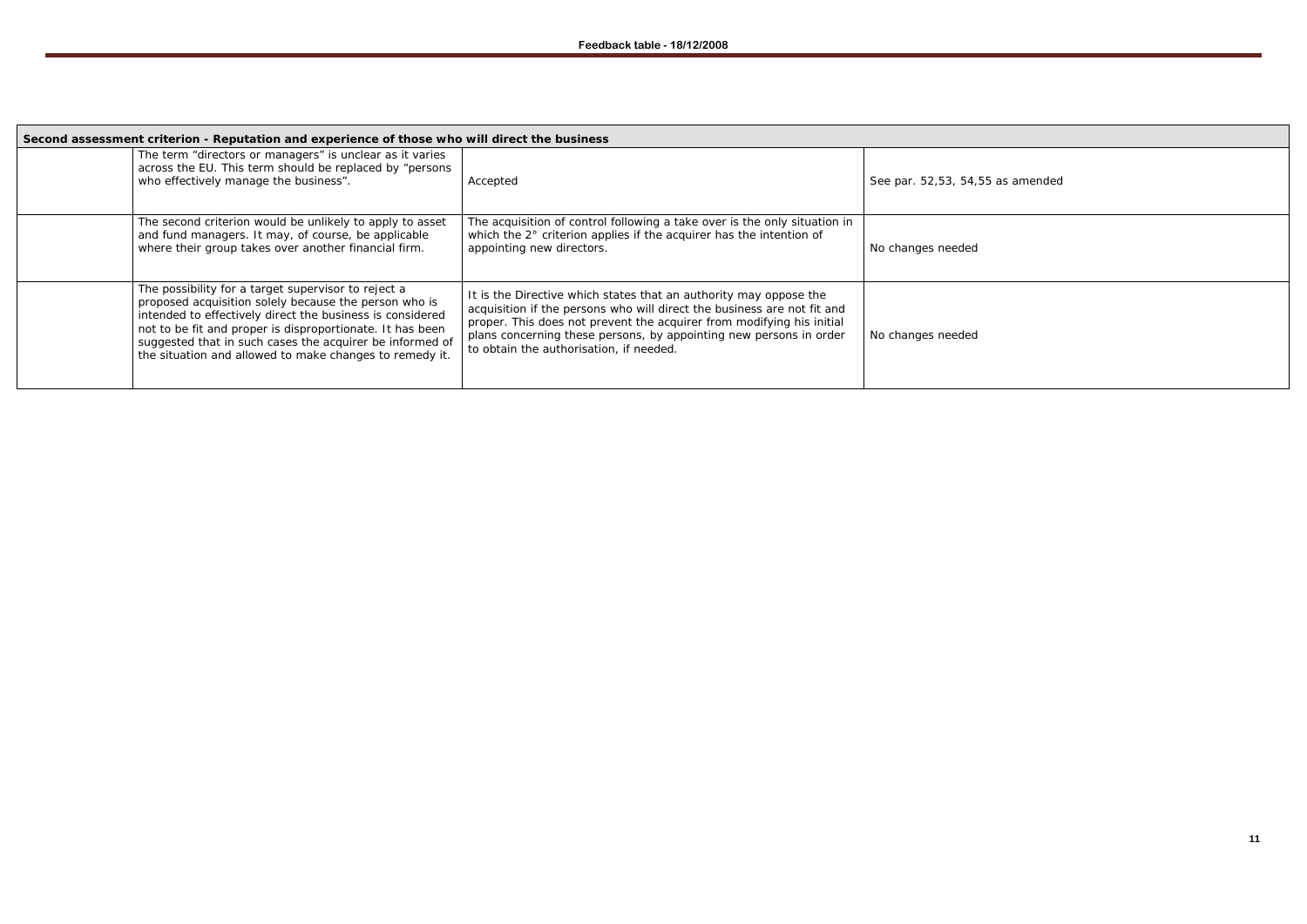| Second assessment criterion - Reputation and experience of those who will direct the business | | | |
|---|---|---|---|
| | The term "directors or managers" is unclear as it varies across the EU. This term should be replaced by "persons who effectively manage the business". | Accepted | See par. 52,53, 54,55 as amended |
| | The second criterion would be unlikely to apply to asset and fund managers. It may, of course, be applicable where their group takes over another financial firm. | The acquisition of control following a take over is the only situation in which the 2° criterion applies if the acquirer has the intention of appointing new directors. | No changes needed |
| | The possibility for a target supervisor to reject a proposed acquisition solely because the person who is intended to effectively direct the business is considered not to be fit and proper is disproportionate. It has been suggested that in such cases the acquirer be informed of the situation and allowed to make changes to remedy it. | It is the Directive which states that an authority may oppose the acquisition if the persons who will direct the business are not fit and proper. This does not prevent the acquirer from modifying his initial plans concerning these persons, by appointing new persons in order to obtain the authorisation, if needed. | No changes needed |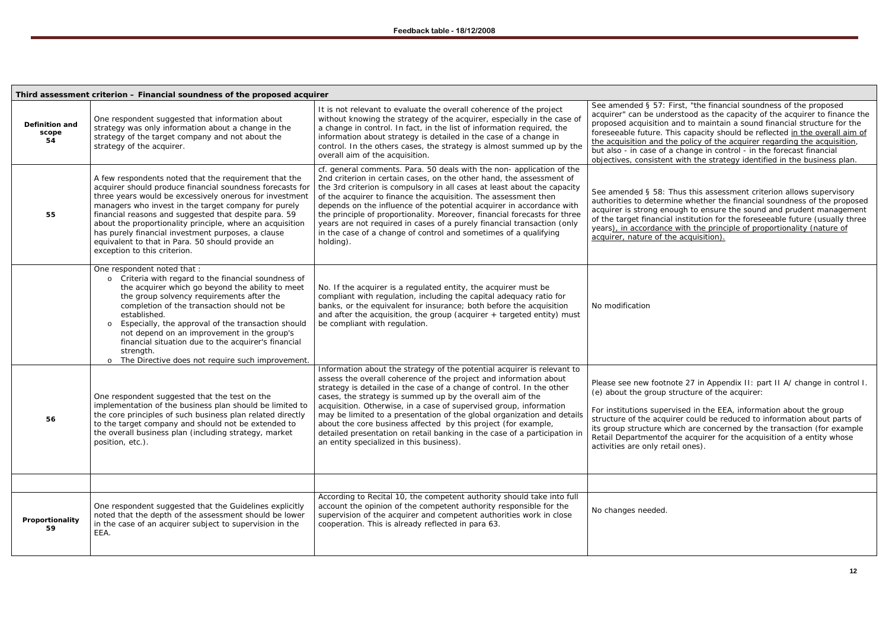| Third assessment criterion – Financial soundness of the proposed acquirer | | | |
|---|---|---|---|
| **Definition and scope 54** | One respondent suggested that information about strategy was only information about a change in the strategy of the target company and not about the strategy of the acquirer. | It is not relevant to evaluate the overall coherence of the project without knowing the strategy of the acquirer, especially in the case of a change in control. In fact, in the list of information required, the information about strategy is detailed in the case of a change in control. In the others cases, the strategy is almost summed up by the overall aim of the acquisition. | See amended § 57: First, "the financial soundness of the proposed acquirer" can be understood as the capacity of the acquirer to finance the proposed acquisition and to maintain a sound financial structure for the foreseeable future. This capacity should be reflected <u>in the overall aim of the acquisition and the policy of the acquirer regarding the acquisition</u>, but also - in case of a change in control - in the forecast financial objectives, consistent with the strategy identified in the business plan. |
| **55** | A few respondents noted that the requirement that the acquirer should produce financial soundness forecasts for three years would be excessively onerous for investment managers who invest in the target company for purely financial reasons and suggested that despite para. 59 about the proportionality principle, where an acquisition has purely financial investment purposes, a clause equivalent to that in Para. 50 should provide an exception to this criterion. | cf. general comments. Para. 50 deals with the non- application of the 2nd criterion in certain cases, on the other hand, the assessment of the 3rd criterion is compulsory in all cases at least about the capacity of the acquirer to finance the acquisition. The assessment then depends on the influence of the potential acquirer in accordance with the principle of proportionality. Moreover, financial forecasts for three years are not required in cases of a purely financial transaction (only in the case of a change of control and sometimes of a qualifying holding). | See amended § 58: Thus this assessment criterion allows supervisory authorities to determine whether the financial soundness of the proposed acquirer is strong enough to ensure the sound and prudent management of the target financial institution for the foreseeable future (usually three <u>years), in accordance with the principle of proportionality (nature of acquirer, nature of the acquisition).</u> |
| | One respondent noted that :<br>o Criteria with regard to the financial soundness of the acquirer which go beyond the ability to meet the group solvency requirements after the completion of the transaction should not be established.<br>o Especially, the approval of the transaction should not depend on an improvement in the group's financial situation due to the acquirer's financial strength.<br>o The Directive does not require such improvement. | No. If the acquirer is a regulated entity, the acquirer must be compliant with regulation, including the capital adequacy ratio for banks, or the equivalent for insurance; both before the acquisition and after the acquisition, the group (acquirer + targeted entity) must be compliant with regulation. | No modification |
| **56** | One respondent suggested that the test on the implementation of the business plan should be limited to the core principles of such business plan related directly to the target company and should not be extended to the overall business plan (including strategy, market position, etc.). | Information about the strategy of the potential acquirer is relevant to assess the overall coherence of the project and information about strategy is detailed in the case of a change of control. In the other cases, the strategy is summed up by the overall aim of the acquisition. Otherwise, in a case of supervised group, information may be limited to a presentation of the global organization and details about the core business affected by this project (for example, detailed presentation on retail banking in the case of a participation in an entity specialized in this business). | Please see new footnote 27 in Appendix II: part II A/ change in control I. (e) about the group structure of the acquirer:<br><br>For institutions supervised in the EEA, information about the group structure of the acquirer could be reduced to information about parts of its group structure which are concerned by the transaction (for example Retail Departmentof the acquirer for the acquisition of a entity whose activities are only retail ones). |
| | | | |
| **Proportionality 59** | One respondent suggested that the Guidelines explicitly noted that the depth of the assessment should be lower in the case of an acquirer subject to supervision in the EEA. | According to Recital 10, the competent authority should take into full account the opinion of the competent authority responsible for the supervision of the acquirer and competent authorities work in close cooperation. This is already reflected in para 63. | No changes needed. |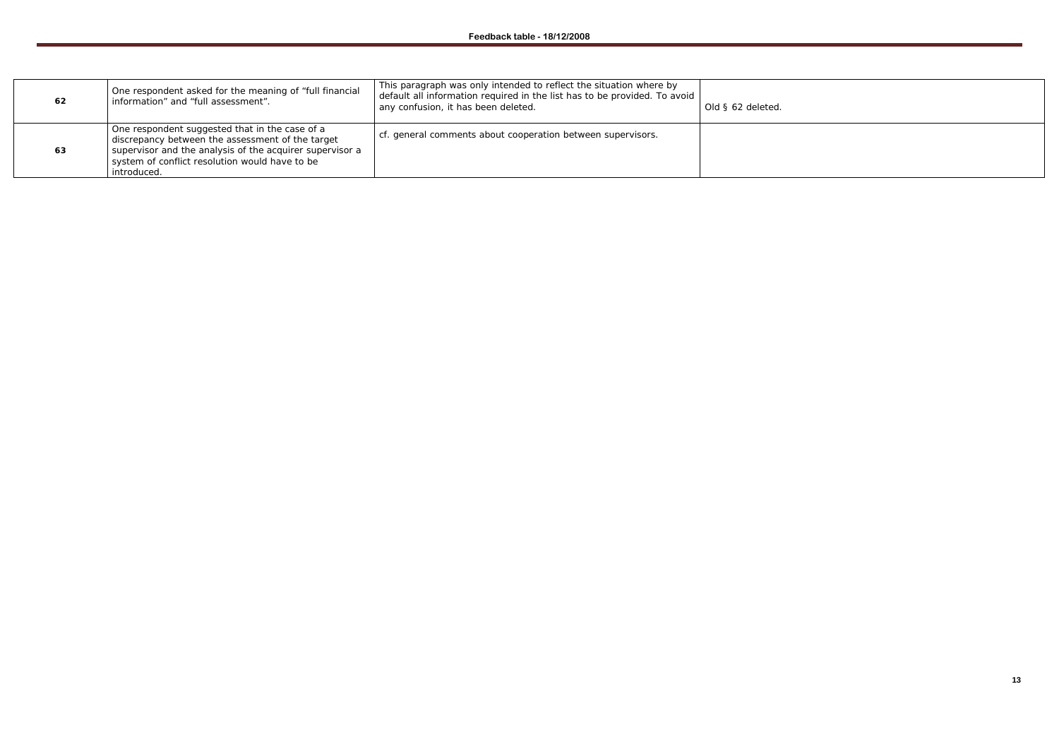| | | | |
|---|---|---|---|
| **62** | One respondent asked for the meaning of "full financial information" and "full assessment". | This paragraph was only intended to reflect the situation where by default all information required in the list has to be provided. To avoid any confusion, it has been deleted. | Old § 62 deleted. |
| **63** | One respondent suggested that in the case of a discrepancy between the assessment of the target supervisor and the analysis of the acquirer supervisor a system of conflict resolution would have to be introduced. | cf. general comments about cooperation between supervisors. | |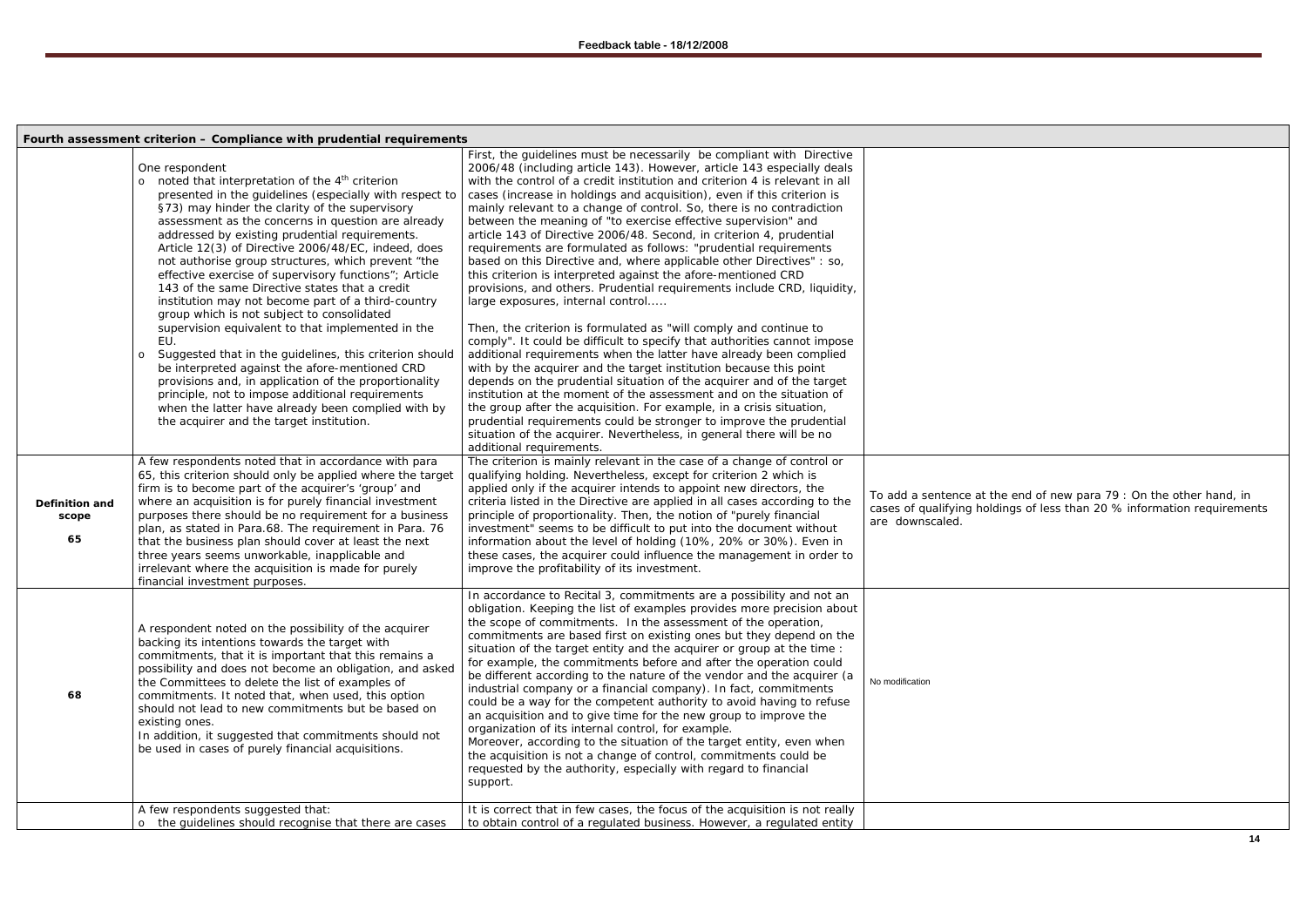| Fourth assessment criterion – Compliance with prudential requirements | | | |
|---|---|---|---|
| | One respondent<br>o noted that interpretation of the 4th criterion presented in the guidelines (especially with respect to §73) may hinder the clarity of the supervisory assessment as the concerns in question are already addressed by existing prudential requirements. Article 12(3) of Directive 2006/48/EC, indeed, does not authorise group structures, which prevent "the effective exercise of supervisory functions"; Article 143 of the same Directive states that a credit institution may not become part of a third-country group which is not subject to consolidated supervision equivalent to that implemented in the EU.<br>o Suggested that in the guidelines, this criterion should be interpreted against the afore-mentioned CRD provisions and, in application of the proportionality principle, not to impose additional requirements when the latter have already been complied with by the acquirer and the target institution. | First, the guidelines must be necessarily be compliant with Directive 2006/48 (including article 143). However, article 143 especially deals with the control of a credit institution and criterion 4 is relevant in all cases (increase in holdings and acquisition), even if this criterion is mainly relevant to a change of control. So, there is no contradiction between the meaning of "to exercise effective supervision" and article 143 of Directive 2006/48. Second, in criterion 4, prudential requirements are formulated as follows: "prudential requirements based on this Directive and, where applicable other Directives" : so, this criterion is interpreted against the afore-mentioned CRD provisions, and others. Prudential requirements include CRD, liquidity, large exposures, internal control.....<br><br>Then, the criterion is formulated as "will comply and continue to comply". It could be difficult to specify that authorities cannot impose additional requirements when the latter have already been complied with by the acquirer and the target institution because this point depends on the prudential situation of the acquirer and of the target institution at the moment of the assessment and on the situation of the group after the acquisition. For example, in a crisis situation, prudential requirements could be stronger to improve the prudential situation of the acquirer. Nevertheless, in general there will be no additional requirements. | |
| **Definition and scope**<br><br>**65** | A few respondents noted that in accordance with para 65, this criterion should only be applied where the target firm is to become part of the acquirer's 'group' and where an acquisition is for purely financial investment purposes there should be no requirement for a business plan, as stated in Para.68. The requirement in Para. 76 that the business plan should cover at least the next three years seems unworkable, inapplicable and irrelevant where the acquisition is made for purely financial investment purposes. | The criterion is mainly relevant in the case of a change of control or qualifying holding. Nevertheless, except for criterion 2 which is applied only if the acquirer intends to appoint new directors, the criteria listed in the Directive are applied in all cases according to the principle of proportionality. Then, the notion of "purely financial investment" seems to be difficult to put into the document without information about the level of holding (10%, 20% or 30%). Even in these cases, the acquirer could influence the management in order to improve the profitability of its investment. | To add a sentence at the end of new para 79 : On the other hand, in cases of qualifying holdings of less than 20 % information requirements are downscaled. |
| **68** | A respondent noted on the possibility of the acquirer backing its intentions towards the target with commitments, that it is important that this remains a possibility and does not become an obligation, and asked the Committees to delete the list of examples of commitments. It noted that, when used, this option should not lead to new commitments but be based on existing ones.<br>In addition, it suggested that commitments should not be used in cases of purely financial acquisitions. | In accordance to Recital 3, commitments are a possibility and not an obligation. Keeping the list of examples provides more precision about the scope of commitments. In the assessment of the operation, commitments are based first on existing ones but they depend on the situation of the target entity and the acquirer or group at the time : for example, the commitments before and after the operation could be different according to the nature of the vendor and the acquirer (a industrial company or a financial company). In fact, commitments could be a way for the competent authority to avoid having to refuse an acquisition and to give time for the new group to improve the organization of its internal control, for example.<br>Moreover, according to the situation of the target entity, even when the acquisition is not a change of control, commitments could be requested by the authority, especially with regard to financial support. | No modification |
| | A few respondents suggested that:<br>o the guidelines should recognise that there are cases | It is correct that in few cases, the focus of the acquisition is not really to obtain control of a regulated business. However, a regulated entity | |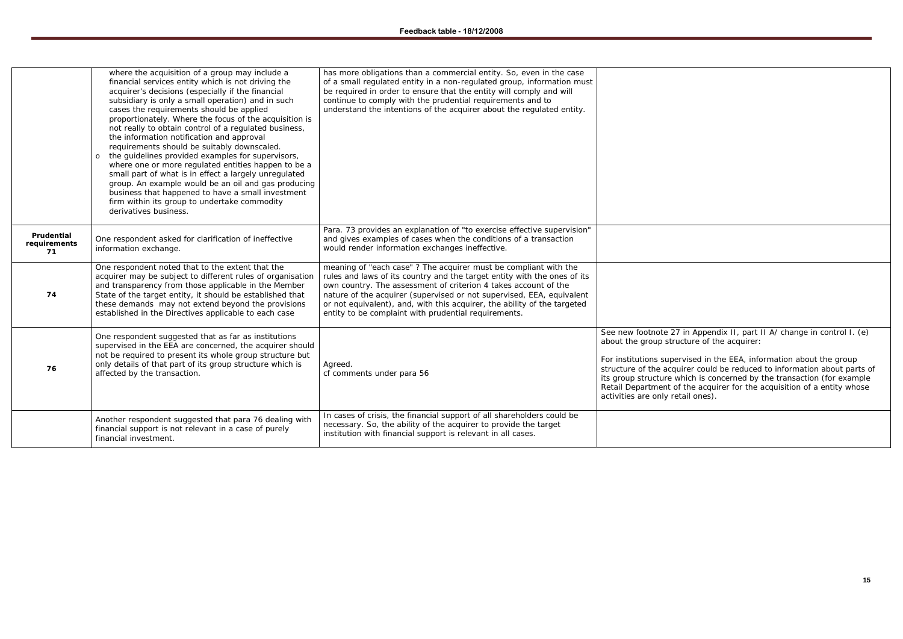| | | | |
|---|---|---|---|
| | where the acquisition of a group may include a financial services entity which is not driving the acquirer's decisions (especially if the financial subsidiary is only a small operation) and in such cases the requirements should be applied proportionately. Where the focus of the acquisition is not really to obtain control of a regulated business, the information notification and approval requirements should be suitably downscaled.<br>o the guidelines provided examples for supervisors, where one or more regulated entities happen to be a small part of what is in effect a largely unregulated group. An example would be an oil and gas producing business that happened to have a small investment firm within its group to undertake commodity derivatives business. | has more obligations than a commercial entity. So, even in the case of a small regulated entity in a non-regulated group, information must be required in order to ensure that the entity will comply and will continue to comply with the prudential requirements and to understand the intentions of the acquirer about the regulated entity. | |
| **Prudential requirements 71** | One respondent asked for clarification of ineffective information exchange. | Para. 73 provides an explanation of "to exercise effective supervision" and gives examples of cases when the conditions of a transaction would render information exchanges ineffective. | |
| **74** | One respondent noted that to the extent that the acquirer may be subject to different rules of organisation and transparency from those applicable in the Member State of the target entity, it should be established that these demands may not extend beyond the provisions established in the Directives applicable to each case | meaning of "each case" ? The acquirer must be compliant with the rules and laws of its country and the target entity with the ones of its own country. The assessment of criterion 4 takes account of the nature of the acquirer (supervised or not supervised, EEA, equivalent or not equivalent), and, with this acquirer, the ability of the targeted entity to be complaint with prudential requirements. | |
| **76** | One respondent suggested that as far as institutions supervised in the EEA are concerned, the acquirer should not be required to present its whole group structure but only details of that part of its group structure which is affected by the transaction. | Agreed.<br>cf comments under para 56 | See new footnote 27 in Appendix II, part II A/ change in control I. (e) about the group structure of the acquirer:<br><br>For institutions supervised in the EEA, information about the group structure of the acquirer could be reduced to information about parts of its group structure which is concerned by the transaction (for example Retail Department of the acquirer for the acquisition of a entity whose activities are only retail ones). |
| | Another respondent suggested that para 76 dealing with financial support is not relevant in a case of purely financial investment. | In cases of crisis, the financial support of all shareholders could be necessary. So, the ability of the acquirer to provide the target institution with financial support is relevant in all cases. | |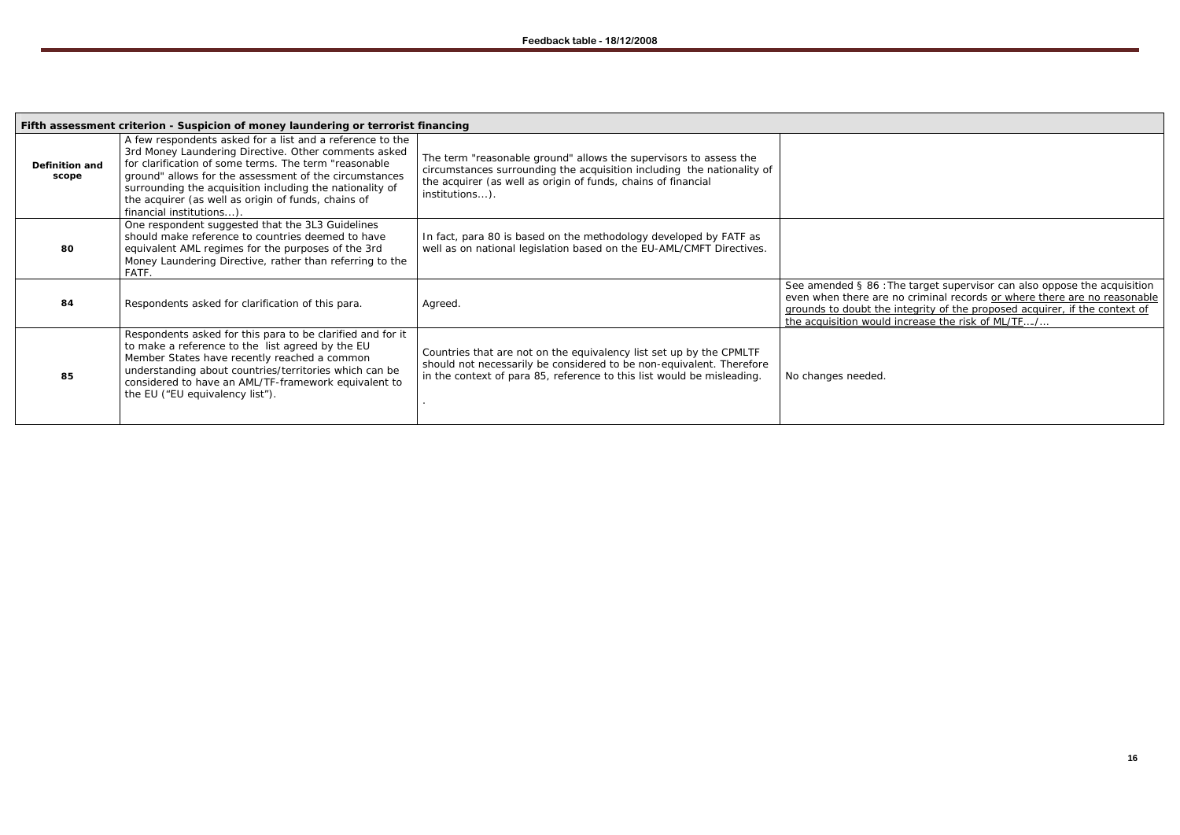| Fifth assessment criterion - Suspicion of money laundering or terrorist financing | | | |
|---|---|---|---|
| **Definition and scope** | A few respondents asked for a list and a reference to the 3rd Money Laundering Directive. Other comments asked for clarification of some terms. The term "reasonable ground" allows for the assessment of the circumstances surrounding the acquisition including the nationality of the acquirer (as well as origin of funds, chains of financial institutions...). | The term "reasonable ground" allows the supervisors to assess the circumstances surrounding the acquisition including the nationality of the acquirer (as well as origin of funds, chains of financial institutions...). | |
| **80** | One respondent suggested that the 3L3 Guidelines should make reference to countries deemed to have equivalent AML regimes for the purposes of the 3rd Money Laundering Directive, rather than referring to the FATF. | In fact, para 80 is based on the methodology developed by FATF as well as on national legislation based on the EU-AML/CMFT Directives. | |
| **84** | Respondents asked for clarification of this para. | Agreed. | See amended § 86 : The target supervisor can also oppose the acquisition even when there are no criminal records or where there are no reasonable grounds to doubt the integrity of the proposed acquirer, if the context of the acquisition would increase the risk of ML/TF…/… |
| **85** | Respondents asked for this para to be clarified and for it to make a reference to the list agreed by the EU Member States have recently reached a common understanding about countries/territories which can be considered to have an AML/TF-framework equivalent to the EU ("EU equivalency list"). | Countries that are not on the equivalency list set up by the CPMLTF should not necessarily be considered to be non-equivalent. Therefore in the context of para 85, reference to this list would be misleading.<br><br>. | No changes needed. |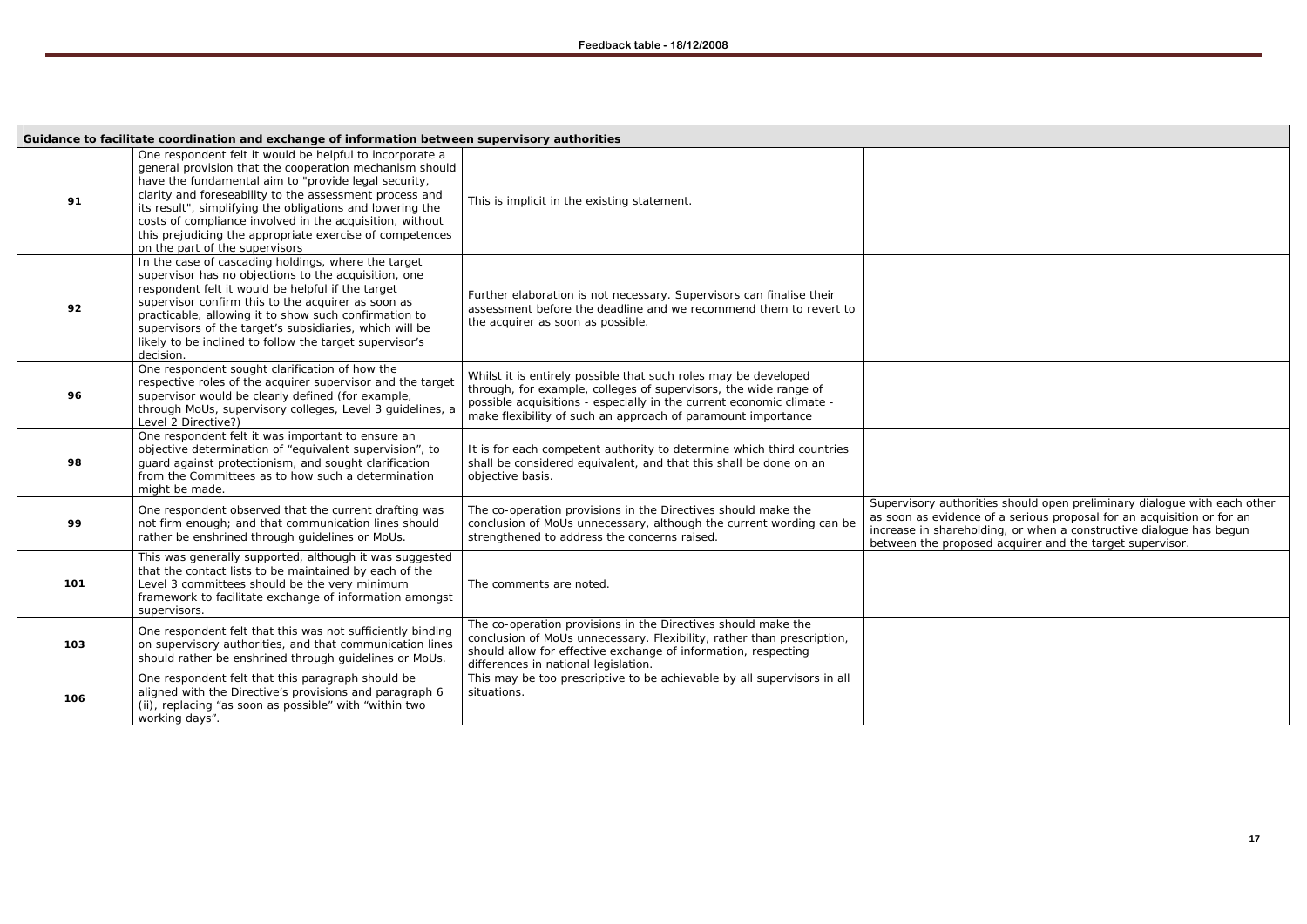| Guidance to facilitate coordination and exchange of information between supervisory authorities | | | |
|---|---|---|---|
| 91 | One respondent felt it would be helpful to incorporate a general provision that the cooperation mechanism should have the fundamental aim to "provide legal security, clarity and foreseability to the assessment process and its result", simplifying the obligations and lowering the costs of compliance involved in the acquisition, without this prejudicing the appropriate exercise of competences on the part of the supervisors | This is implicit in the existing statement. | |
| 92 | In the case of cascading holdings, where the target supervisor has no objections to the acquisition, one respondent felt it would be helpful if the target supervisor confirm this to the acquirer as soon as practicable, allowing it to show such confirmation to supervisors of the target's subsidiaries, which will be likely to be inclined to follow the target supervisor's decision. | Further elaboration is not necessary. Supervisors can finalise their assessment before the deadline and we recommend them to revert to the acquirer as soon as possible. | |
| 96 | One respondent sought clarification of how the respective roles of the acquirer supervisor and the target supervisor would be clearly defined (for example, through MoUs, supervisory colleges, Level 3 guidelines, a Level 2 Directive?) | Whilst it is entirely possible that such roles may be developed through, for example, colleges of supervisors, the wide range of possible acquisitions - especially in the current economic climate - make flexibility of such an approach of paramount importance | |
| 98 | One respondent felt it was important to ensure an objective determination of "equivalent supervision", to guard against protectionism, and sought clarification from the Committees as to how such a determination might be made. | It is for each competent authority to determine which third countries shall be considered equivalent, and that this shall be done on an objective basis. | |
| 99 | One respondent observed that the current drafting was not firm enough; and that communication lines should rather be enshrined through guidelines or MoUs. | The co-operation provisions in the Directives should make the conclusion of MoUs unnecessary, although the current wording can be strengthened to address the concerns raised. | Supervisory authorities should open preliminary dialogue with each other as soon as evidence of a serious proposal for an acquisition or for an increase in shareholding, or when a constructive dialogue has begun between the proposed acquirer and the target supervisor. |
| 101 | This was generally supported, although it was suggested that the contact lists to be maintained by each of the Level 3 committees should be the very minimum framework to facilitate exchange of information amongst supervisors. | The comments are noted. | |
| 103 | One respondent felt that this was not sufficiently binding on supervisory authorities, and that communication lines should rather be enshrined through guidelines or MoUs. | The co-operation provisions in the Directives should make the conclusion of MoUs unnecessary. Flexibility, rather than prescription, should allow for effective exchange of information, respecting differences in national legislation. | |
| 106 | One respondent felt that this paragraph should be aligned with the Directive's provisions and paragraph 6 (ii), replacing "as soon as possible" with "within two working days". | This may be too prescriptive to be achievable by all supervisors in all situations. | |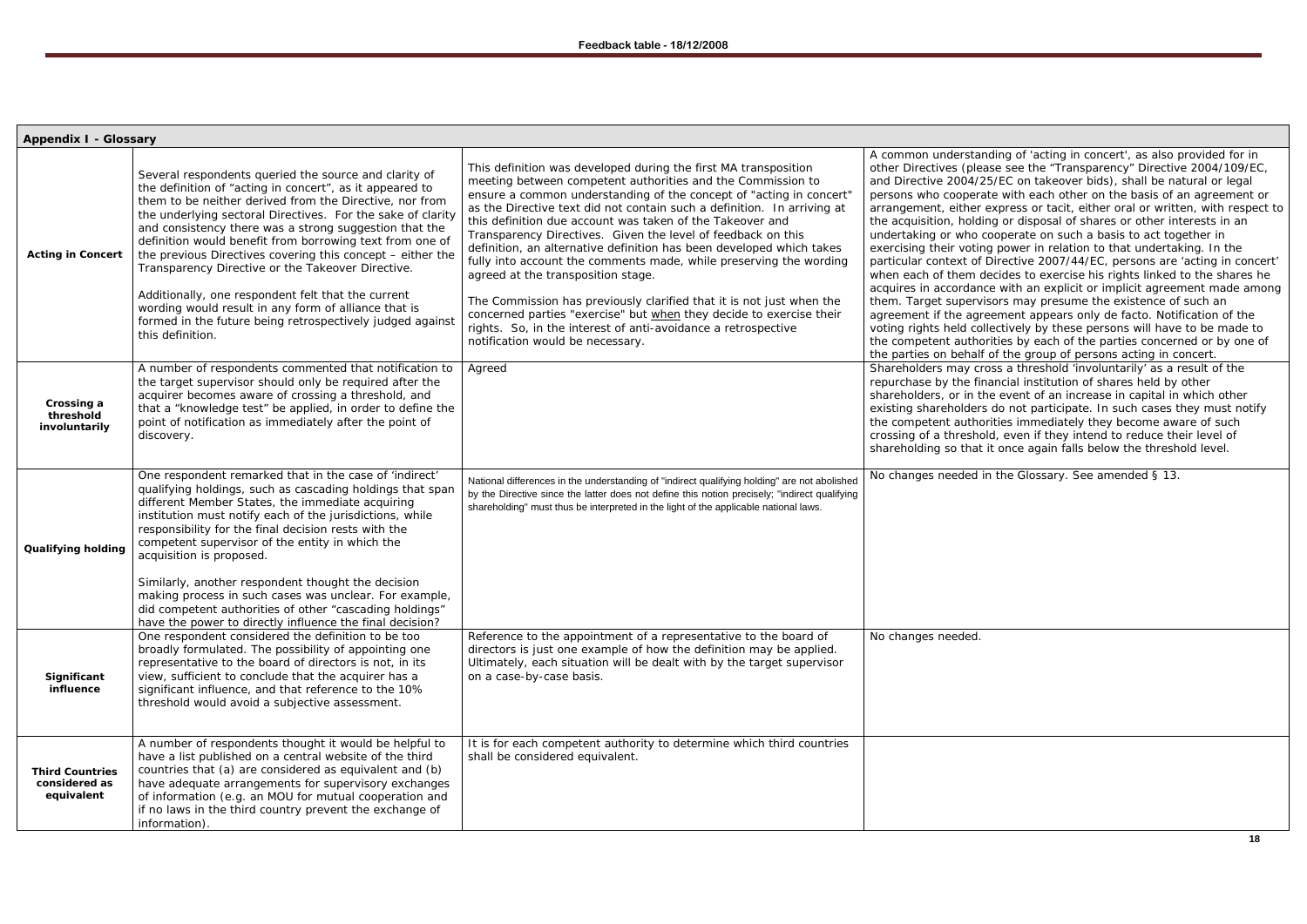| Appendix I - Glossary | | | |
|---|---|---|---|
| **Acting in Concert** | Several respondents queried the source and clarity of the definition of "acting in concert", as it appeared to them to be neither derived from the Directive, nor from the underlying sectoral Directives. For the sake of clarity and consistency there was a strong suggestion that the definition would benefit from borrowing text from one of the previous Directives covering this concept – either the Transparency Directive or the Takeover Directive.<br><br>Additionally, one respondent felt that the current wording would result in any form of alliance that is formed in the future being retrospectively judged against this definition. | This definition was developed during the first MA transposition meeting between competent authorities and the Commission to ensure a common understanding of the concept of "acting in concert" as the Directive text did not contain such a definition. In arriving at this definition due account was taken of the Takeover and Transparency Directives. Given the level of feedback on this definition, an alternative definition has been developed which takes fully into account the comments made, while preserving the wording agreed at the transposition stage.<br><br>The Commission has previously clarified that it is not just when the concerned parties "exercise" but <u>when</u> they decide to exercise their rights. So, in the interest of anti-avoidance a retrospective notification would be necessary. | A common understanding of 'acting in concert', as also provided for in other Directives (please see the "Transparency" Directive 2004/109/EC, and Directive 2004/25/EC on takeover bids), shall be natural or legal persons who cooperate with each other on the basis of an agreement or arrangement, either express or tacit, either oral or written, with respect to the acquisition, holding or disposal of shares or other interests in the undertaking or who cooperate on such a basis to act together in exercising their voting power in relation to that undertaking. In the particular context of Directive 2007/44/EC, persons are 'acting in concert' when each of them decides to exercise his rights linked to the shares he acquires in accordance with an explicit or implicit agreement made among them. Target supervisors may presume the existence of such an agreement if the agreement appears only de facto. Notification of the voting rights held collectively by these persons will have to be made to the competent authorities by each of the parties concerned or by one of the parties on behalf of the group of persons acting in concert. |
| **Crossing a threshold involuntarily** | A number of respondents commented that notification to the target supervisor should only be required after the acquirer becomes aware of crossing a threshold, and that a "knowledge test" be applied, in order to define the point of notification as immediately after the point of discovery. | Agreed | Shareholders may cross a threshold 'involuntarily' as a result of the repurchase by the financial institution of shares held by other shareholders, or in the event of an increase in capital in which other existing shareholders do not participate. In such cases they must notify the competent authorities immediately they become aware of such crossing of a threshold, even if they intend to reduce their level of shareholding so that it once again falls below the threshold level. |
| **Qualifying holding** | One respondent remarked that in the case of 'indirect' qualifying holdings, such as cascading holdings that span different Member States, the immediate acquiring institution must notify each of the jurisdictions, while responsibility for the final decision rests with the competent supervisor of the entity in which the acquisition is proposed.<br><br>Similarly, another respondent thought the decision making process in such cases was unclear. For example, did competent authorities of other "cascading holdings" have the power to directly influence the final decision? | National differences in the understanding of "indirect qualifying holding" are not abolished by the Directive since the latter does not define this notion precisely; "indirect qualifying shareholding" must thus be interpreted in the light of the applicable national laws. | No changes needed in the Glossary. See amended § 13. |
| **Significant influence** | One respondent considered the definition to be too broadly formulated. The possibility of appointing one representative to the board of directors is not, in its view, sufficient to conclude that the acquirer has a significant influence, and that reference to the 10% threshold would avoid a subjective assessment. | Reference to the appointment of a representative to the board of directors is just one example of how the definition may be applied. Ultimately, each situation will be dealt with by the target supervisor on a case-by-case basis. | No changes needed. |
| **Third Countries considered as equivalent** | A number of respondents thought it would be helpful to have a list published on a central website of the third countries that (a) are considered as equivalent and (b) have adequate arrangements for supervisory exchanges of information (e.g. an MOU for mutual cooperation and if no laws in the third country prevent the exchange of information). | It is for each competent authority to determine which third countries shall be considered equivalent. | |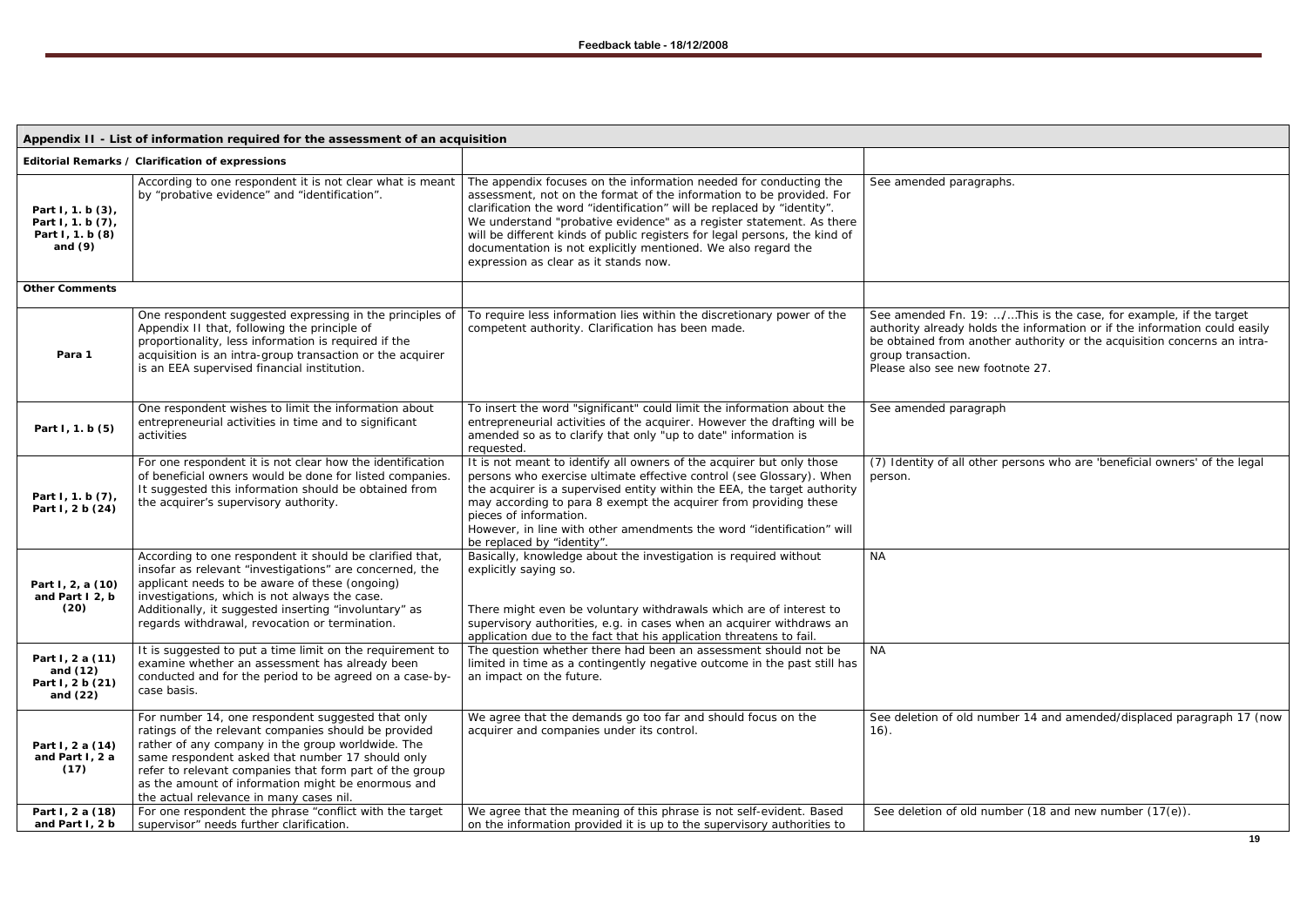| Appendix II - List of information required for the assessment of an acquisition | | | |
|---|---|---|---|
| **Editorial Remarks / Clarification of expressions** | | | |
| **Part I, 1. b (3), Part I, 1. b (7), Part I, 1. b (8) and (9)** | According to one respondent it is not clear what is meant by "probative evidence" and "identification". | The appendix focuses on the information needed for conducting the assessment, not on the format of the information to be provided. For clarification the word "identification" will be replaced by "identity". We understand "probative evidence" as a register statement. As there will be different kinds of public registers for legal persons, the kind of documentation is not explicitly mentioned. We also regard the expression as clear as it stands now. | See amended paragraphs. |
| **Other Comments** | | | |
| **Para 1** | One respondent suggested expressing in the principles of Appendix II that, following the principle of proportionality, less information is required if the acquisition is an intra-group transaction or the acquirer is an EEA supervised financial institution. | To require less information lies within the discretionary power of the competent authority. Clarification has been made. | See amended Fn. 19: .../...This is the case, for example, if the target authority already holds the information or if the information could easily be obtained from another authority or the acquisition concerns an intra-group transaction.<br>Please also see new footnote 27. |
| **Part I, 1. b (5)** | One respondent wishes to limit the information about entrepreneurial activities in time and to significant activities | To insert the word "significant" could limit the information about the entrepreneurial activities of the acquirer. However the drafting will be amended so as to clarify that only "up to date" information is requested. | See amended paragraph |
| **Part I, 1. b (7), Part I, 2 b (24)** | For one respondent it is not clear how the identification of beneficial owners would be done for listed companies. It suggested this information should be obtained from the acquirer's supervisory authority. | It is not meant to identify all owners of the acquirer but only those persons who exercise ultimate effective control (see Glossary). When the acquirer is a supervised entity within the EEA, the target authority may according to para 8 exempt the acquirer from providing these pieces of information.<br>However, in line with other amendments the word "identification" will be replaced by "identity". | (7) Identity of all other persons who are 'beneficial owners' of the legal person. |
| **Part I, 2, a (10) and Part I 2, b (20)** | According to one respondent it should be clarified that, insofar as relevant "investigations" are concerned, the applicant needs to be aware of these (ongoing) investigations, which is not always the case.<br>Additionally, it suggested inserting "involuntary" as regards withdrawal, revocation or termination. | Basically, knowledge about the investigation is required without explicitly saying so.<br><br>There might even be voluntary withdrawals which are of interest to supervisory authorities, e.g. in cases when an acquirer withdraws an application due to the fact that his application threatens to fail. | NA |
| **Part I, 2 a (11) and (12) Part I, 2 b (21) and (22)** | It is suggested to put a time limit on the requirement to examine whether an assessment has already been conducted and for the period to be agreed on a case-by-case basis. | The question whether there had been an assessment should not be limited in time as a contingently negative outcome in the past still has an impact on the future. | NA |
| **Part I, 2 a (14) and Part I, 2 a (17)** | For number 14, one respondent suggested that only ratings of the relevant companies should be provided rather of any company in the group worldwide. The same respondent asked that number 17 should only refer to relevant companies that form part of the group as the amount of information might be enormous and the actual relevance in many cases nil. | We agree that the demands go too far and should focus on the acquirer and companies under its control. | See deletion of old number 14 and amended/displaced paragraph 17 (now 16). |
| **Part I, 2 a (18) and Part I, 2 b** | For one respondent the phrase "conflict with the target supervisor" needs further clarification. | We agree that the meaning of this phrase is not self-evident. Based on the information provided it is up to the supervisory authorities to | See deletion of old number (18 and new number (17(e)). |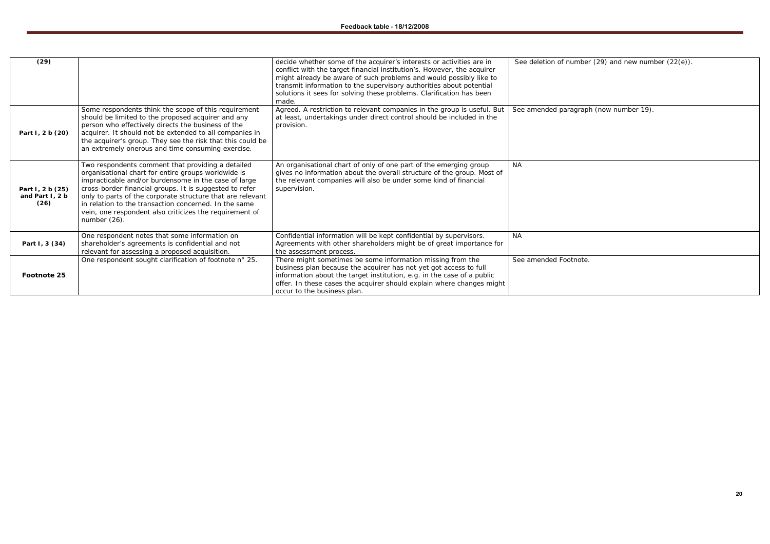| | | | |
|---|---|---|---|
| **(29)** | | decide whether some of the acquirer's interests or activities are in conflict with the target financial institution's. However, the acquirer might already be aware of such problems and would possibly like to transmit information to the supervisory authorities about potential solutions it sees for solving these problems. Clarification has been made. | See deletion of number (29) and new number (22(e)). |
| **Part I, 2 b (20)** | Some respondents think the scope of this requirement should be limited to the proposed acquirer and any person who effectively directs the business of the acquirer. It should not be extended to all companies in the acquirer's group. They see the risk that this could be an extremely onerous and time consuming exercise. | Agreed. A restriction to relevant companies in the group is useful. But at least, undertakings under direct control should be included in the provision. | See amended paragraph (now number 19). |
| **Part I, 2 b (25) and Part I, 2 b (26)** | Two respondents comment that providing a detailed organisational chart for entire groups worldwide is impracticable and/or burdensome in the case of large cross-border financial groups. It is suggested to refer only to parts of the corporate structure that are relevant in relation to the transaction concerned. In the same vein, one respondent also criticizes the requirement of number (26). | An organisational chart of only of one part of the emerging group gives no information about the overall structure of the group. Most of the relevant companies will also be under some kind of financial supervision. | NA |
| **Part I, 3 (34)** | One respondent notes that some information on shareholder's agreements is confidential and not relevant for assessing a proposed acquisition. | Confidential information will be kept confidential by supervisors. Agreements with other shareholders might be of great importance for the assessment process. | NA |
| **Footnote 25** | One respondent sought clarification of footnote n° 25. | There might sometimes be some information missing from the business plan because the acquirer has not yet got access to full information about the target institution, e.g. in the case of a public offer. In these cases the acquirer should explain where changes might occur to the business plan. | See amended Footnote. |